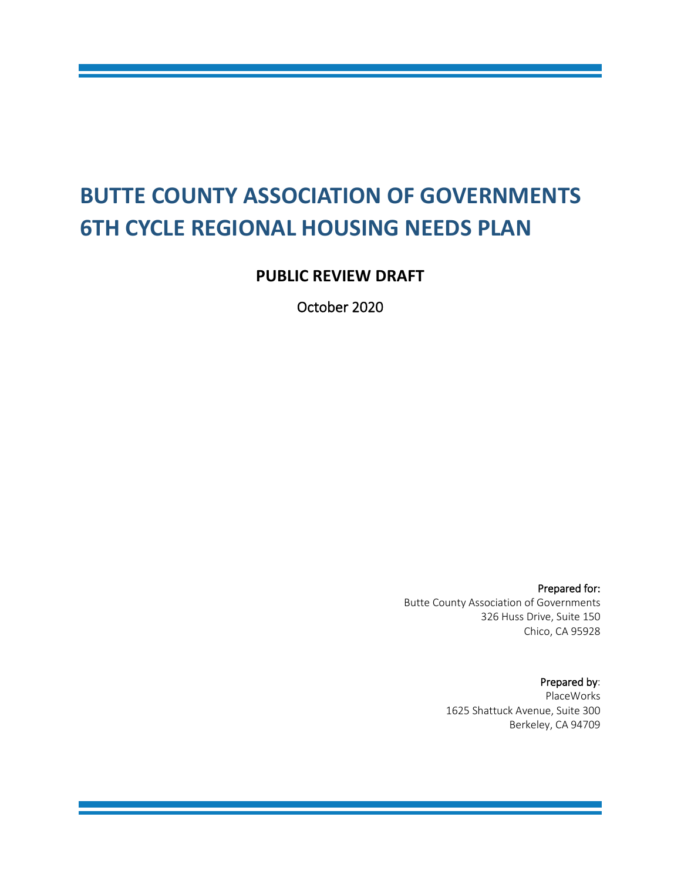# BUTTE COUNTY ASSOCIATION OF GOVERNMENTS 6TH CYCLE REGIONAL HOUSING NEEDS PLAN

**PUBLIC REVIEW DRAFT**

October 2020

**Prepared for:**
Butte County Association of Governments
326 Huss Drive, Suite 150
Chico, CA 95928

**Prepared by:**
PlaceWorks
1625 Shattuck Avenue, Suite 300
Berkeley, CA 94709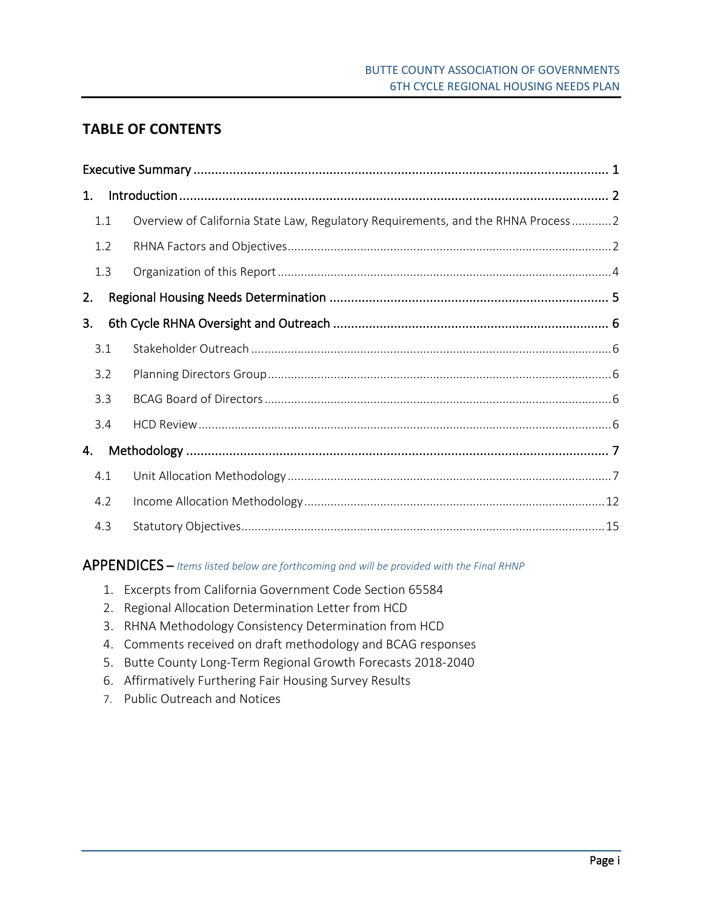## TABLE OF CONTENTS

Executive Summary ..................................................................................................................... 1

1. Introduction ............................................................................................................................ 2

   1.1 Overview of California State Law, Regulatory Requirements, and the RHNA Process ............ 2

   1.2 RHNA Factors and Objectives ................................................................................................. 2

   1.3 Organization of this Report ...................................................................................................... 4

2. Regional Housing Needs Determination ................................................................................. 5

3. 6th Cycle RHNA Oversight and Outreach ............................................................................... 6

   3.1 Stakeholder Outreach ............................................................................................................. 6

   3.2 Planning Directors Group ........................................................................................................ 6

   3.3 BCAG Board of Directors ......................................................................................................... 6

   3.4 HCD Review ............................................................................................................................. 6

4. Methodology ........................................................................................................................... 7

   4.1 Unit Allocation Methodology ................................................................................................... 7

   4.2 Income Allocation Methodology ............................................................................................ 12

   4.3 Statutory Objectives ............................................................................................................... 15

## APPENDICES – *Items listed below are forthcoming and will be provided with the Final RHNP*

1. Excerpts from California Government Code Section 65584
2. Regional Allocation Determination Letter from HCD
3. RHNA Methodology Consistency Determination from HCD
4. Comments received on draft methodology and BCAG responses
5. Butte County Long-Term Regional Growth Forecasts 2018-2040
6. Affirmatively Furthering Fair Housing Survey Results
7. Public Outreach and Notices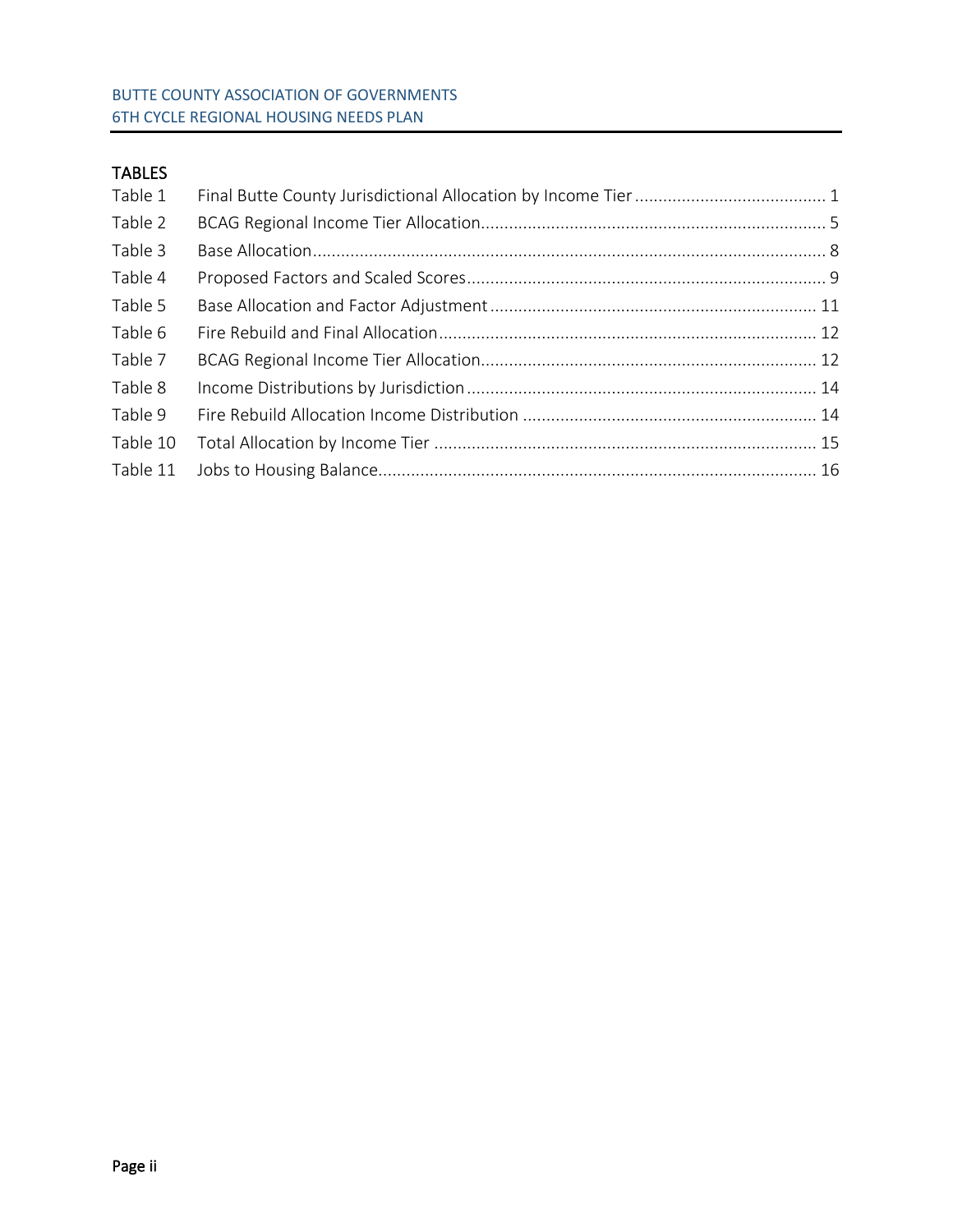## TABLES

| | | |
|---|---|---|
| Table 1 | Final Butte County Jurisdictional Allocation by Income Tier | 1 |
| Table 2 | BCAG Regional Income Tier Allocation | 5 |
| Table 3 | Base Allocation | 8 |
| Table 4 | Proposed Factors and Scaled Scores | 9 |
| Table 5 | Base Allocation and Factor Adjustment | 11 |
| Table 6 | Fire Rebuild and Final Allocation | 12 |
| Table 7 | BCAG Regional Income Tier Allocation | 12 |
| Table 8 | Income Distributions by Jurisdiction | 14 |
| Table 9 | Fire Rebuild Allocation Income Distribution | 14 |
| Table 10 | Total Allocation by Income Tier | 15 |
| Table 11 | Jobs to Housing Balance | 16 |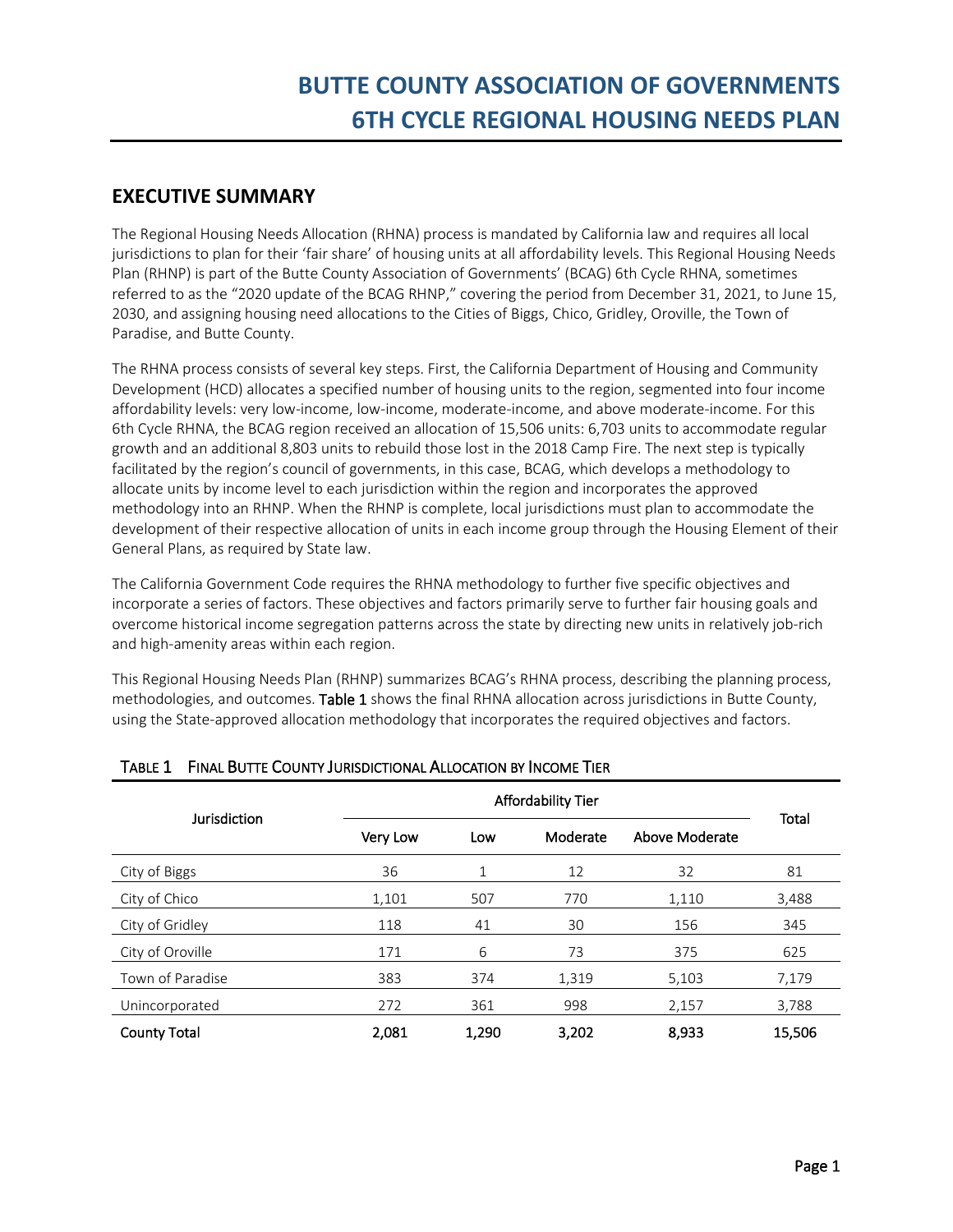# BUTTE COUNTY ASSOCIATION OF GOVERNMENTS 6TH CYCLE REGIONAL HOUSING NEEDS PLAN

## EXECUTIVE SUMMARY

The Regional Housing Needs Allocation (RHNA) process is mandated by California law and requires all local jurisdictions to plan for their 'fair share' of housing units at all affordability levels. This Regional Housing Needs Plan (RHNP) is part of the Butte County Association of Governments' (BCAG) 6th Cycle RHNA, sometimes referred to as the "2020 update of the BCAG RHNP," covering the period from December 31, 2021, to June 15, 2030, and assigning housing need allocations to the Cities of Biggs, Chico, Gridley, Oroville, the Town of Paradise, and Butte County.

The RHNA process consists of several key steps. First, the California Department of Housing and Community Development (HCD) allocates a specified number of housing units to the region, segmented into four income affordability levels: very low-income, low-income, moderate-income, and above moderate-income. For this 6th Cycle RHNA, the BCAG region received an allocation of 15,506 units: 6,703 units to accommodate regular growth and an additional 8,803 units to rebuild those lost in the 2018 Camp Fire. The next step is typically facilitated by the region's council of governments, in this case, BCAG, which develops a methodology to allocate units by income level to each jurisdiction within the region and incorporates the approved methodology into an RHNP. When the RHNP is complete, local jurisdictions must plan to accommodate the development of their respective allocation of units in each income group through the Housing Element of their General Plans, as required by State law.

The California Government Code requires the RHNA methodology to further five specific objectives and incorporate a series of factors. These objectives and factors primarily serve to further fair housing goals and overcome historical income segregation patterns across the state by directing new units in relatively job-rich and high-amenity areas within each region.

This Regional Housing Needs Plan (RHNP) summarizes BCAG's RHNA process, describing the planning process, methodologies, and outcomes. **Table 1** shows the final RHNA allocation across jurisdictions in Butte County, using the State-approved allocation methodology that incorporates the required objectives and factors.

TABLE 1 FINAL BUTTE COUNTY JURISDICTIONAL ALLOCATION BY INCOME TIER

| Jurisdiction | Affordability Tier | | | | Total |
|---|---|---|---|---|---|
| | Very Low | Low | Moderate | Above Moderate | |
| City of Biggs | 36 | 1 | 12 | 32 | 81 |
| City of Chico | 1,101 | 507 | 770 | 1,110 | 3,488 |
| City of Gridley | 118 | 41 | 30 | 156 | 345 |
| City of Oroville | 171 | 6 | 73 | 375 | 625 |
| Town of Paradise | 383 | 374 | 1,319 | 5,103 | 7,179 |
| Unincorporated | 272 | 361 | 998 | 2,157 | 3,788 |
| **County Total** | **2,081** | **1,290** | **3,202** | **8,933** | **15,506** |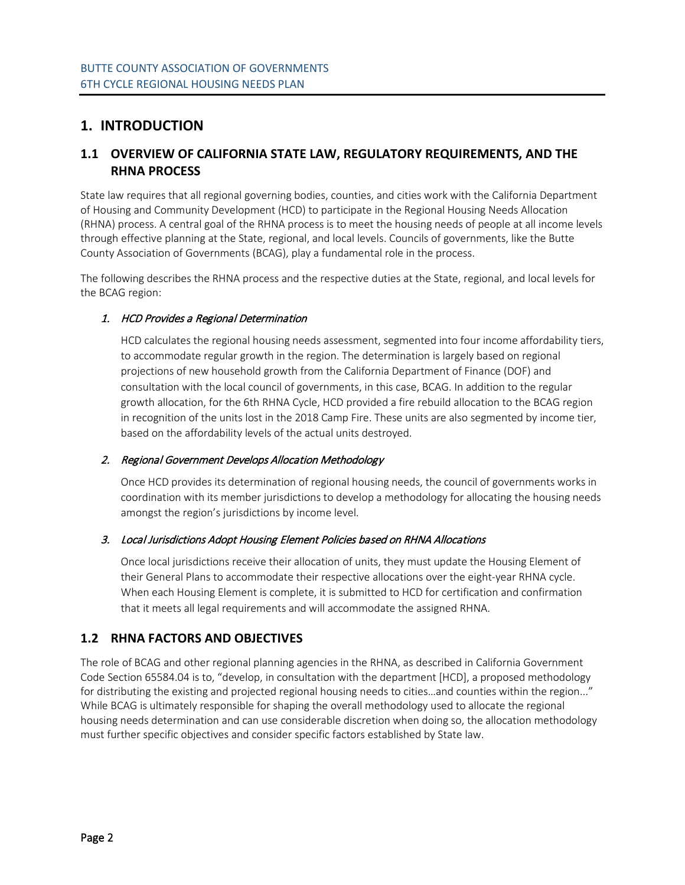# 1. INTRODUCTION

## 1.1 OVERVIEW OF CALIFORNIA STATE LAW, REGULATORY REQUIREMENTS, AND THE RHNA PROCESS

State law requires that all regional governing bodies, counties, and cities work with the California Department of Housing and Community Development (HCD) to participate in the Regional Housing Needs Allocation (RHNA) process. A central goal of the RHNA process is to meet the housing needs of people at all income levels through effective planning at the State, regional, and local levels. Councils of governments, like the Butte County Association of Governments (BCAG), play a fundamental role in the process.

The following describes the RHNA process and the respective duties at the State, regional, and local levels for the BCAG region:

1. ***HCD Provides a Regional Determination***

   HCD calculates the regional housing needs assessment, segmented into four income affordability tiers, to accommodate regular growth in the region. The determination is largely based on regional projections of new household growth from the California Department of Finance (DOF) and consultation with the local council of governments, in this case, BCAG. In addition to the regular growth allocation, for the 6th RHNA Cycle, HCD provided a fire rebuild allocation to the BCAG region in recognition of the units lost in the 2018 Camp Fire. These units are also segmented by income tier, based on the affordability levels of the actual units destroyed.

2. ***Regional Government Develops Allocation Methodology***

   Once HCD provides its determination of regional housing needs, the council of governments works in coordination with its member jurisdictions to develop a methodology for allocating the housing needs amongst the region's jurisdictions by income level.

3. ***Local Jurisdictions Adopt Housing Element Policies based on RHNA Allocations***

   Once local jurisdictions receive their allocation of units, they must update the Housing Element of their General Plans to accommodate their respective allocations over the eight-year RHNA cycle. When each Housing Element is complete, it is submitted to HCD for certification and confirmation that it meets all legal requirements and will accommodate the assigned RHNA.

## 1.2 RHNA FACTORS AND OBJECTIVES

The role of BCAG and other regional planning agencies in the RHNA, as described in California Government Code Section 65584.04 is to, "develop, in consultation with the department [HCD], a proposed methodology for distributing the existing and projected regional housing needs to cities…and counties within the region..." While BCAG is ultimately responsible for shaping the overall methodology used to allocate the regional housing needs determination and can use considerable discretion when doing so, the allocation methodology must further specific objectives and consider specific factors established by State law.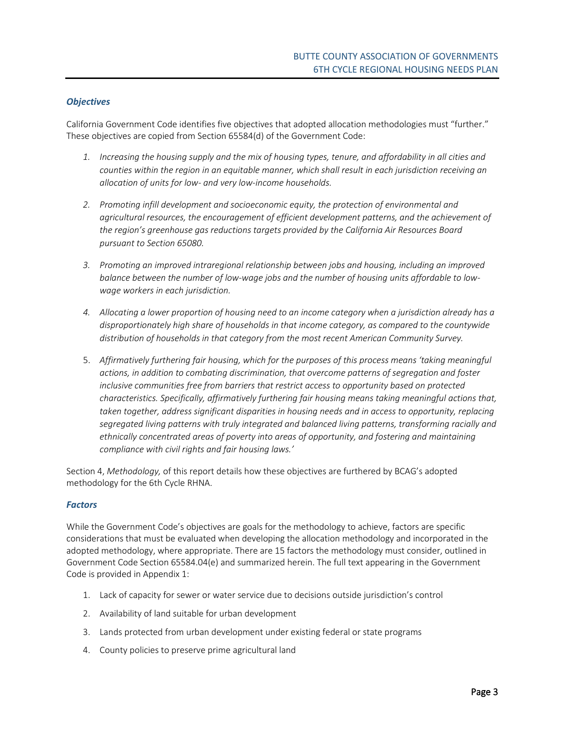### *Objectives*

California Government Code identifies five objectives that adopted allocation methodologies must "further." These objectives are copied from Section 65584(d) of the Government Code:

1. *Increasing the housing supply and the mix of housing types, tenure, and affordability in all cities and counties within the region in an equitable manner, which shall result in each jurisdiction receiving an allocation of units for low- and very low-income households.*
2. *Promoting infill development and socioeconomic equity, the protection of environmental and agricultural resources, the encouragement of efficient development patterns, and the achievement of the region's greenhouse gas reductions targets provided by the California Air Resources Board pursuant to Section 65080.*
3. *Promoting an improved intraregional relationship between jobs and housing, including an improved balance between the number of low-wage jobs and the number of housing units affordable to low-wage workers in each jurisdiction.*
4. *Allocating a lower proportion of housing need to an income category when a jurisdiction already has a disproportionately high share of households in that income category, as compared to the countywide distribution of households in that category from the most recent American Community Survey.*
5. *Affirmatively furthering fair housing, which for the purposes of this process means 'taking meaningful actions, in addition to combating discrimination, that overcome patterns of segregation and foster inclusive communities free from barriers that restrict access to opportunity based on protected characteristics. Specifically, affirmatively furthering fair housing means taking meaningful actions that, taken together, address significant disparities in housing needs and in access to opportunity, replacing segregated living patterns with truly integrated and balanced living patterns, transforming racially and ethnically concentrated areas of poverty into areas of opportunity, and fostering and maintaining compliance with civil rights and fair housing laws.'*

Section 4, *Methodology,* of this report details how these objectives are furthered by BCAG's adopted methodology for the 6th Cycle RHNA.

### *Factors*

While the Government Code's objectives are goals for the methodology to achieve, factors are specific considerations that must be evaluated when developing the allocation methodology and incorporated in the adopted methodology, where appropriate. There are 15 factors the methodology must consider, outlined in Government Code Section 65584.04(e) and summarized herein. The full text appearing in the Government Code is provided in Appendix 1:

1. Lack of capacity for sewer or water service due to decisions outside jurisdiction's control
2. Availability of land suitable for urban development
3. Lands protected from urban development under existing federal or state programs
4. County policies to preserve prime agricultural land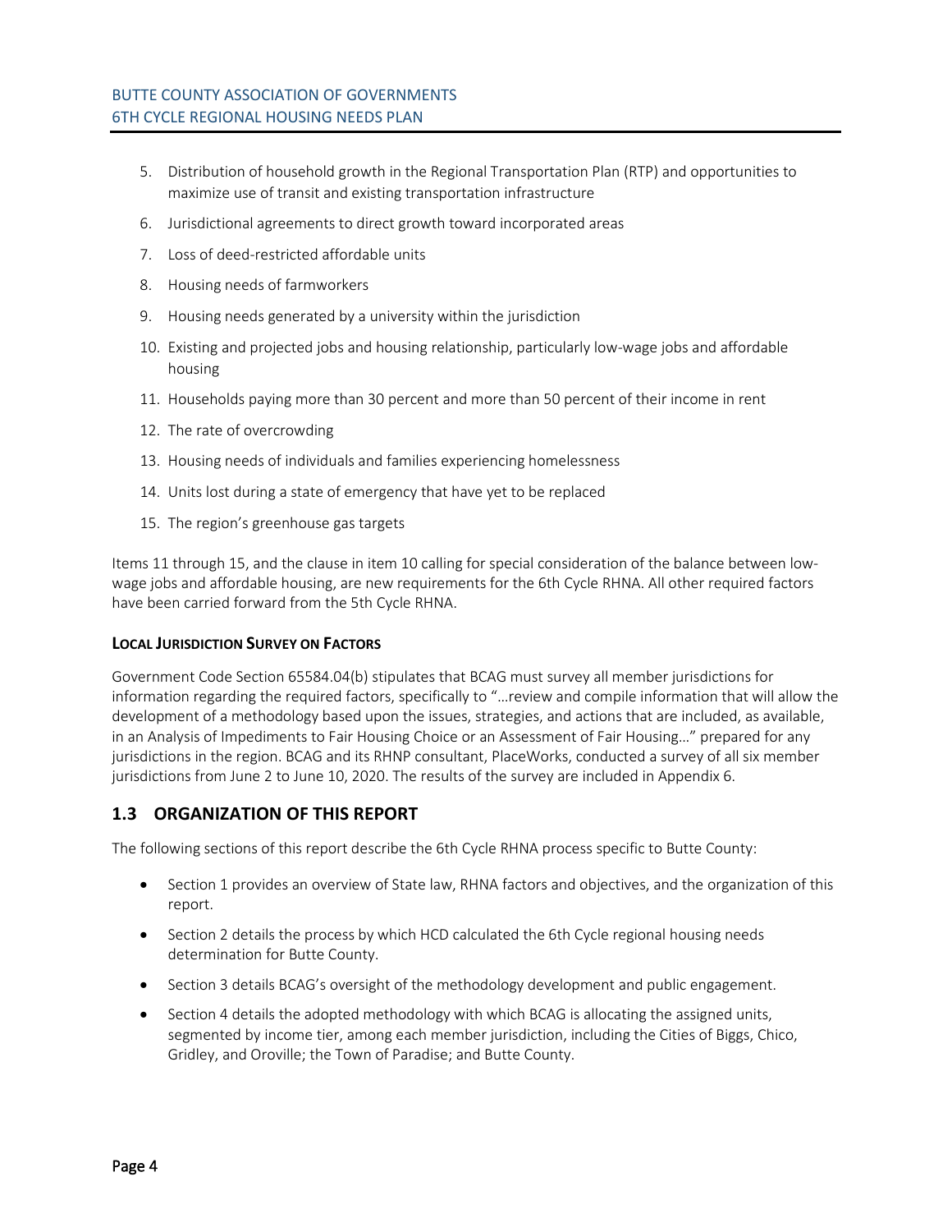5. Distribution of household growth in the Regional Transportation Plan (RTP) and opportunities to maximize use of transit and existing transportation infrastructure
6. Jurisdictional agreements to direct growth toward incorporated areas
7. Loss of deed-restricted affordable units
8. Housing needs of farmworkers
9. Housing needs generated by a university within the jurisdiction
10. Existing and projected jobs and housing relationship, particularly low-wage jobs and affordable housing
11. Households paying more than 30 percent and more than 50 percent of their income in rent
12. The rate of overcrowding
13. Housing needs of individuals and families experiencing homelessness
14. Units lost during a state of emergency that have yet to be replaced
15. The region's greenhouse gas targets

Items 11 through 15, and the clause in item 10 calling for special consideration of the balance between low-wage jobs and affordable housing, are new requirements for the 6th Cycle RHNA. All other required factors have been carried forward from the 5th Cycle RHNA.

#### Local Jurisdiction Survey on Factors

Government Code Section 65584.04(b) stipulates that BCAG must survey all member jurisdictions for information regarding the required factors, specifically to "…review and compile information that will allow the development of a methodology based upon the issues, strategies, and actions that are included, as available, in an Analysis of Impediments to Fair Housing Choice or an Assessment of Fair Housing…" prepared for any jurisdictions in the region. BCAG and its RHNP consultant, PlaceWorks, conducted a survey of all six member jurisdictions from June 2 to June 10, 2020. The results of the survey are included in Appendix 6.

## 1.3 ORGANIZATION OF THIS REPORT

The following sections of this report describe the 6th Cycle RHNA process specific to Butte County:

- Section 1 provides an overview of State law, RHNA factors and objectives, and the organization of this report.
- Section 2 details the process by which HCD calculated the 6th Cycle regional housing needs determination for Butte County.
- Section 3 details BCAG's oversight of the methodology development and public engagement.
- Section 4 details the adopted methodology with which BCAG is allocating the assigned units, segmented by income tier, among each member jurisdiction, including the Cities of Biggs, Chico, Gridley, and Oroville; the Town of Paradise; and Butte County.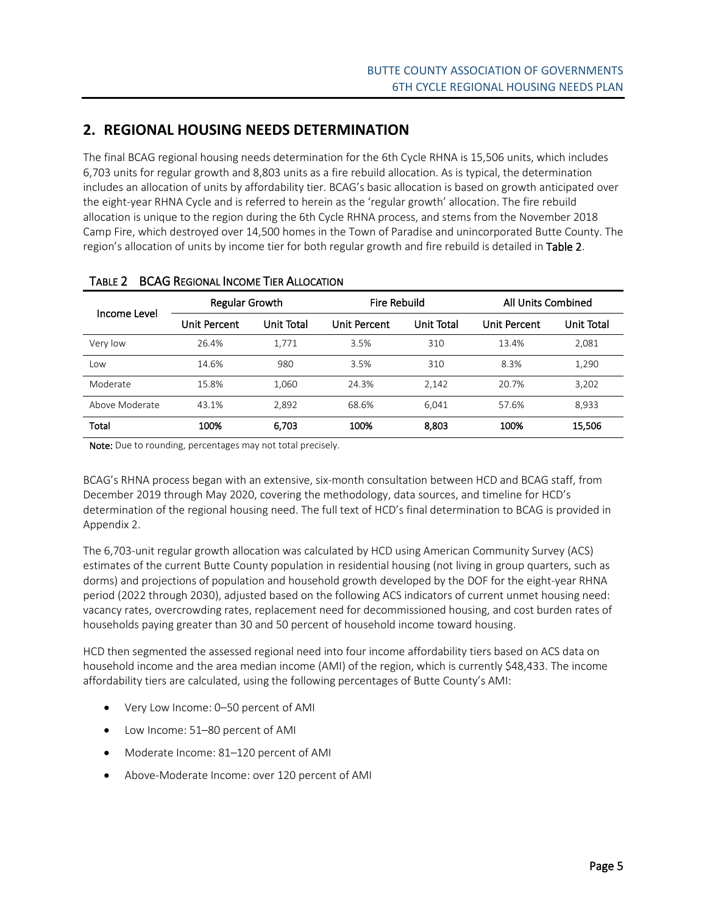## 2. REGIONAL HOUSING NEEDS DETERMINATION

The final BCAG regional housing needs determination for the 6th Cycle RHNA is 15,506 units, which includes 6,703 units for regular growth and 8,803 units as a fire rebuild allocation. As is typical, the determination includes an allocation of units by affordability tier. BCAG's basic allocation is based on growth anticipated over the eight-year RHNA Cycle and is referred to herein as the 'regular growth' allocation. The fire rebuild allocation is unique to the region during the 6th Cycle RHNA process, and stems from the November 2018 Camp Fire, which destroyed over 14,500 homes in the Town of Paradise and unincorporated Butte County. The region's allocation of units by income tier for both regular growth and fire rebuild is detailed in **Table 2**.

TABLE 2 BCAG REGIONAL INCOME TIER ALLOCATION

| Income Level | Regular Growth | | Fire Rebuild | | All Units Combined | |
|---|---|---|---|---|---|---|
| | Unit Percent | Unit Total | Unit Percent | Unit Total | Unit Percent | Unit Total |
| Very low | 26.4% | 1,771 | 3.5% | 310 | 13.4% | 2,081 |
| Low | 14.6% | 980 | 3.5% | 310 | 8.3% | 1,290 |
| Moderate | 15.8% | 1,060 | 24.3% | 2,142 | 20.7% | 3,202 |
| Above Moderate | 43.1% | 2,892 | 68.6% | 6,041 | 57.6% | 8,933 |
| **Total** | **100%** | **6,703** | **100%** | **8,803** | **100%** | **15,506** |

**Note:** Due to rounding, percentages may not total precisely.

BCAG's RHNA process began with an extensive, six-month consultation between HCD and BCAG staff, from December 2019 through May 2020, covering the methodology, data sources, and timeline for HCD's determination of the regional housing need. The full text of HCD's final determination to BCAG is provided in Appendix 2.

The 6,703-unit regular growth allocation was calculated by HCD using American Community Survey (ACS) estimates of the current Butte County population in residential housing (not living in group quarters, such as dorms) and projections of population and household growth developed by the DOF for the eight-year RHNA period (2022 through 2030), adjusted based on the following ACS indicators of current unmet housing need: vacancy rates, overcrowding rates, replacement need for decommissioned housing, and cost burden rates of households paying greater than 30 and 50 percent of household income toward housing.

HCD then segmented the assessed regional need into four income affordability tiers based on ACS data on household income and the area median income (AMI) of the region, which is currently $48,433. The income affordability tiers are calculated, using the following percentages of Butte County's AMI:

- Very Low Income: 0–50 percent of AMI
- Low Income: 51–80 percent of AMI
- Moderate Income: 81–120 percent of AMI
- Above-Moderate Income: over 120 percent of AMI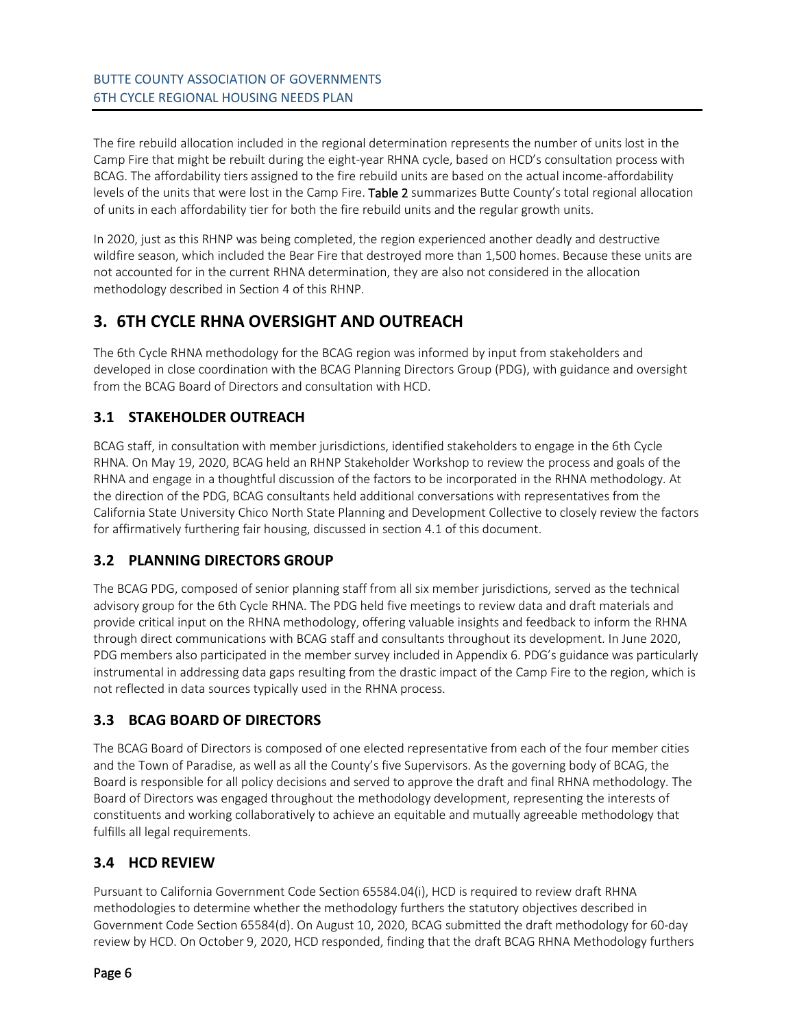The fire rebuild allocation included in the regional determination represents the number of units lost in the Camp Fire that might be rebuilt during the eight-year RHNA cycle, based on HCD's consultation process with BCAG. The affordability tiers assigned to the fire rebuild units are based on the actual income-affordability levels of the units that were lost in the Camp Fire. Table 2 summarizes Butte County's total regional allocation of units in each affordability tier for both the fire rebuild units and the regular growth units.

In 2020, just as this RHNP was being completed, the region experienced another deadly and destructive wildfire season, which included the Bear Fire that destroyed more than 1,500 homes. Because these units are not accounted for in the current RHNA determination, they are also not considered in the allocation methodology described in Section 4 of this RHNP.

# 3. 6TH CYCLE RHNA OVERSIGHT AND OUTREACH

The 6th Cycle RHNA methodology for the BCAG region was informed by input from stakeholders and developed in close coordination with the BCAG Planning Directors Group (PDG), with guidance and oversight from the BCAG Board of Directors and consultation with HCD.

## 3.1 STAKEHOLDER OUTREACH

BCAG staff, in consultation with member jurisdictions, identified stakeholders to engage in the 6th Cycle RHNA. On May 19, 2020, BCAG held an RHNP Stakeholder Workshop to review the process and goals of the RHNA and engage in a thoughtful discussion of the factors to be incorporated in the RHNA methodology. At the direction of the PDG, BCAG consultants held additional conversations with representatives from the California State University Chico North State Planning and Development Collective to closely review the factors for affirmatively furthering fair housing, discussed in section 4.1 of this document.

## 3.2 PLANNING DIRECTORS GROUP

The BCAG PDG, composed of senior planning staff from all six member jurisdictions, served as the technical advisory group for the 6th Cycle RHNA. The PDG held five meetings to review data and draft materials and provide critical input on the RHNA methodology, offering valuable insights and feedback to inform the RHNA through direct communications with BCAG staff and consultants throughout its development. In June 2020, PDG members also participated in the member survey included in Appendix 6. PDG's guidance was particularly instrumental in addressing data gaps resulting from the drastic impact of the Camp Fire to the region, which is not reflected in data sources typically used in the RHNA process.

## 3.3 BCAG BOARD OF DIRECTORS

The BCAG Board of Directors is composed of one elected representative from each of the four member cities and the Town of Paradise, as well as all the County's five Supervisors. As the governing body of BCAG, the Board is responsible for all policy decisions and served to approve the draft and final RHNA methodology. The Board of Directors was engaged throughout the methodology development, representing the interests of constituents and working collaboratively to achieve an equitable and mutually agreeable methodology that fulfills all legal requirements.

## 3.4 HCD REVIEW

Pursuant to California Government Code Section 65584.04(i), HCD is required to review draft RHNA methodologies to determine whether the methodology furthers the statutory objectives described in Government Code Section 65584(d). On August 10, 2020, BCAG submitted the draft methodology for 60-day review by HCD. On October 9, 2020, HCD responded, finding that the draft BCAG RHNA Methodology furthers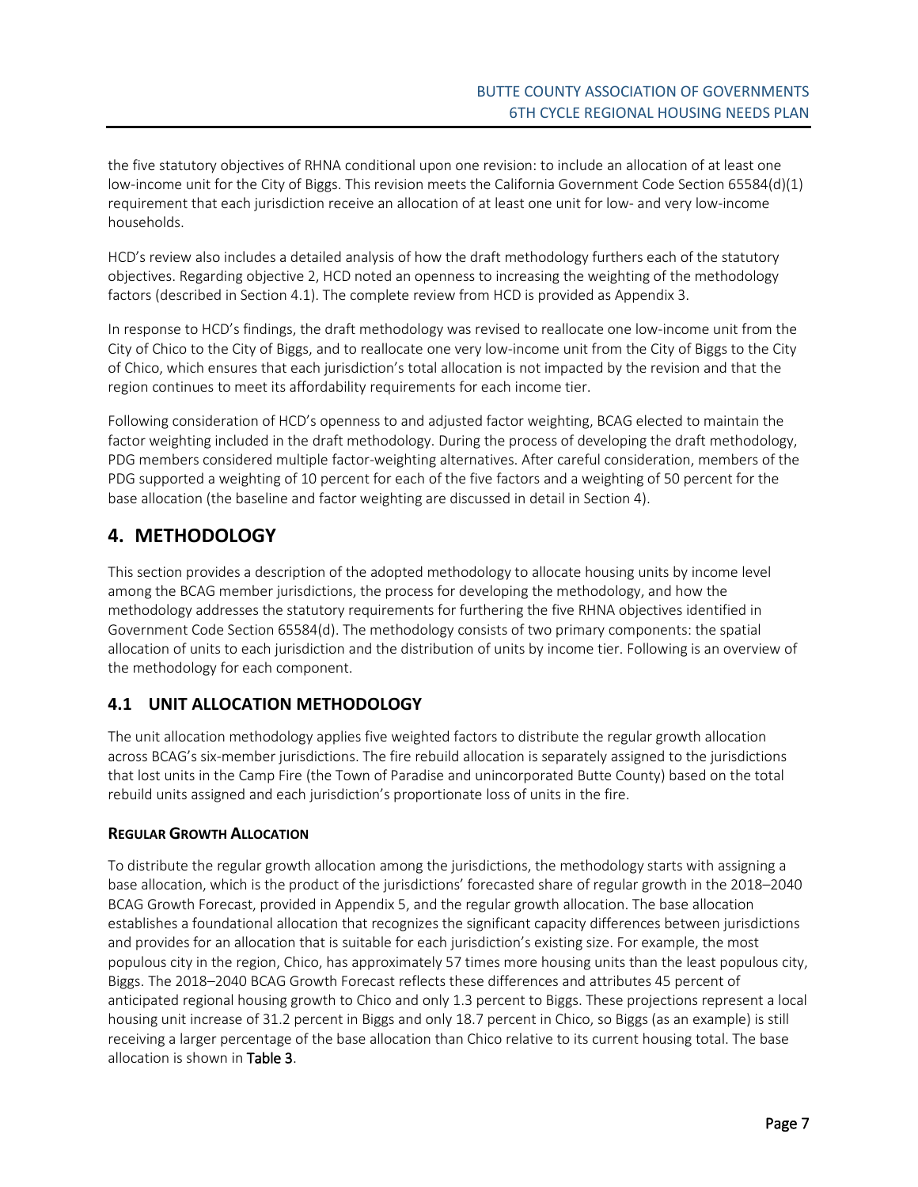the five statutory objectives of RHNA conditional upon one revision: to include an allocation of at least one low-income unit for the City of Biggs. This revision meets the California Government Code Section 65584(d)(1) requirement that each jurisdiction receive an allocation of at least one unit for low- and very low-income households.

HCD's review also includes a detailed analysis of how the draft methodology furthers each of the statutory objectives. Regarding objective 2, HCD noted an openness to increasing the weighting of the methodology factors (described in Section 4.1). The complete review from HCD is provided as Appendix 3.

In response to HCD's findings, the draft methodology was revised to reallocate one low-income unit from the City of Chico to the City of Biggs, and to reallocate one very low-income unit from the City of Biggs to the City of Chico, which ensures that each jurisdiction's total allocation is not impacted by the revision and that the region continues to meet its affordability requirements for each income tier.

Following consideration of HCD's openness to and adjusted factor weighting, BCAG elected to maintain the factor weighting included in the draft methodology. During the process of developing the draft methodology, PDG members considered multiple factor-weighting alternatives. After careful consideration, members of the PDG supported a weighting of 10 percent for each of the five factors and a weighting of 50 percent for the base allocation (the baseline and factor weighting are discussed in detail in Section 4).

# 4. METHODOLOGY

This section provides a description of the adopted methodology to allocate housing units by income level among the BCAG member jurisdictions, the process for developing the methodology, and how the methodology addresses the statutory requirements for furthering the five RHNA objectives identified in Government Code Section 65584(d). The methodology consists of two primary components: the spatial allocation of units to each jurisdiction and the distribution of units by income tier. Following is an overview of the methodology for each component.

## 4.1 UNIT ALLOCATION METHODOLOGY

The unit allocation methodology applies five weighted factors to distribute the regular growth allocation across BCAG's six-member jurisdictions. The fire rebuild allocation is separately assigned to the jurisdictions that lost units in the Camp Fire (the Town of Paradise and unincorporated Butte County) based on the total rebuild units assigned and each jurisdiction's proportionate loss of units in the fire.

### REGULAR GROWTH ALLOCATION

To distribute the regular growth allocation among the jurisdictions, the methodology starts with assigning a base allocation, which is the product of the jurisdictions' forecasted share of regular growth in the 2018–2040 BCAG Growth Forecast, provided in Appendix 5, and the regular growth allocation. The base allocation establishes a foundational allocation that recognizes the significant capacity differences between jurisdictions and provides for an allocation that is suitable for each jurisdiction's existing size. For example, the most populous city in the region, Chico, has approximately 57 times more housing units than the least populous city, Biggs. The 2018–2040 BCAG Growth Forecast reflects these differences and attributes 45 percent of anticipated regional housing growth to Chico and only 1.3 percent to Biggs. These projections represent a local housing unit increase of 31.2 percent in Biggs and only 18.7 percent in Chico, so Biggs (as an example) is still receiving a larger percentage of the base allocation than Chico relative to its current housing total. The base allocation is shown in **Table 3**.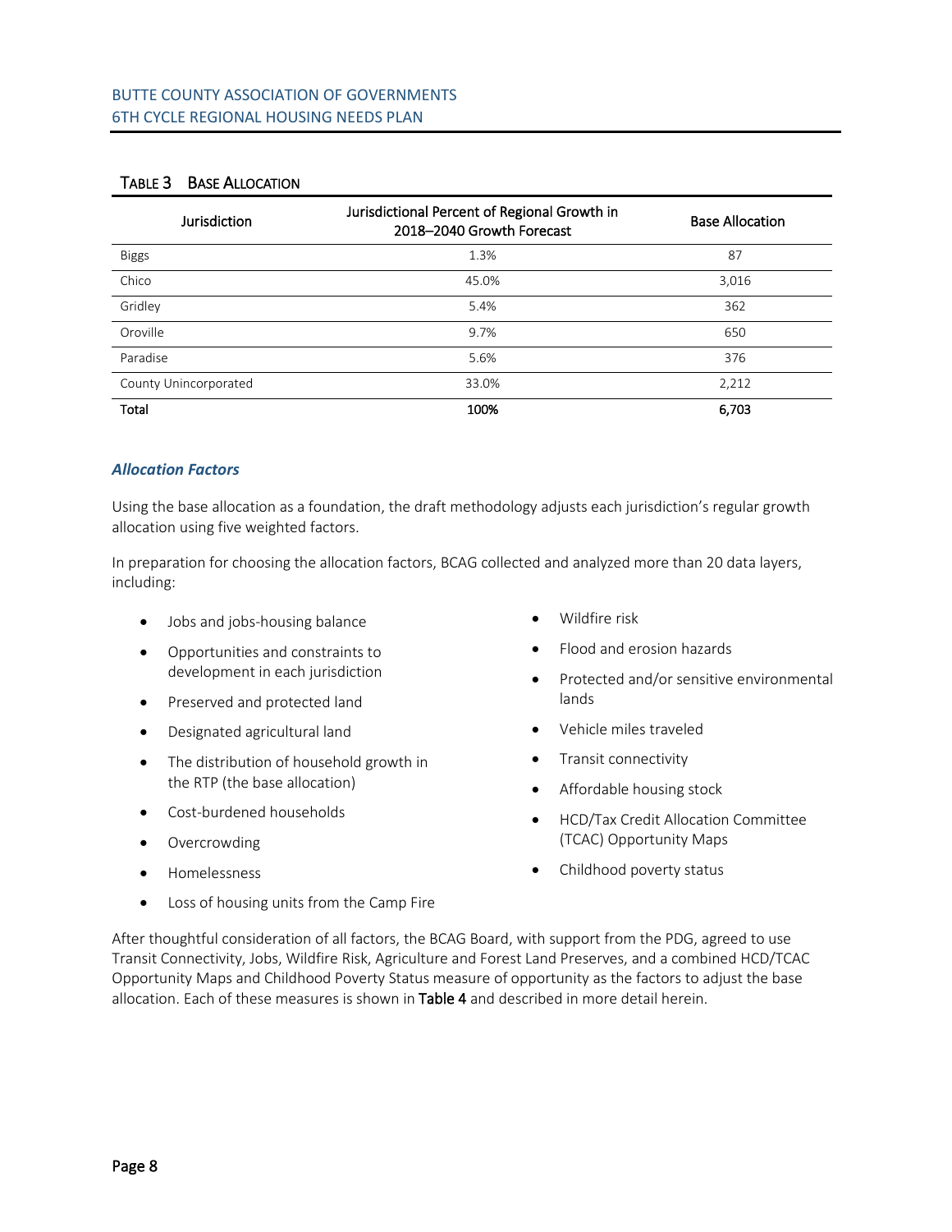### TABLE 3 BASE ALLOCATION

| Jurisdiction | Jurisdictional Percent of Regional Growth in 2018–2040 Growth Forecast | Base Allocation |
|---|---|---|
| Biggs | 1.3% | 87 |
| Chico | 45.0% | 3,016 |
| Gridley | 5.4% | 362 |
| Oroville | 9.7% | 650 |
| Paradise | 5.6% | 376 |
| County Unincorporated | 33.0% | 2,212 |
| **Total** | **100%** | **6,703** |

#### *Allocation Factors*

Using the base allocation as a foundation, the draft methodology adjusts each jurisdiction's regular growth allocation using five weighted factors.

In preparation for choosing the allocation factors, BCAG collected and analyzed more than 20 data layers, including:

- Jobs and jobs-housing balance
- Opportunities and constraints to development in each jurisdiction
- Preserved and protected land
- Designated agricultural land
- The distribution of household growth in the RTP (the base allocation)
- Cost-burdened households
- Overcrowding
- Homelessness
- Loss of housing units from the Camp Fire
- Wildfire risk
- Flood and erosion hazards
- Protected and/or sensitive environmental lands
- Vehicle miles traveled
- Transit connectivity
- Affordable housing stock
- HCD/Tax Credit Allocation Committee (TCAC) Opportunity Maps
- Childhood poverty status

After thoughtful consideration of all factors, the BCAG Board, with support from the PDG, agreed to use Transit Connectivity, Jobs, Wildfire Risk, Agriculture and Forest Land Preserves, and a combined HCD/TCAC Opportunity Maps and Childhood Poverty Status measure of opportunity as the factors to adjust the base allocation. Each of these measures is shown in **Table 4** and described in more detail herein.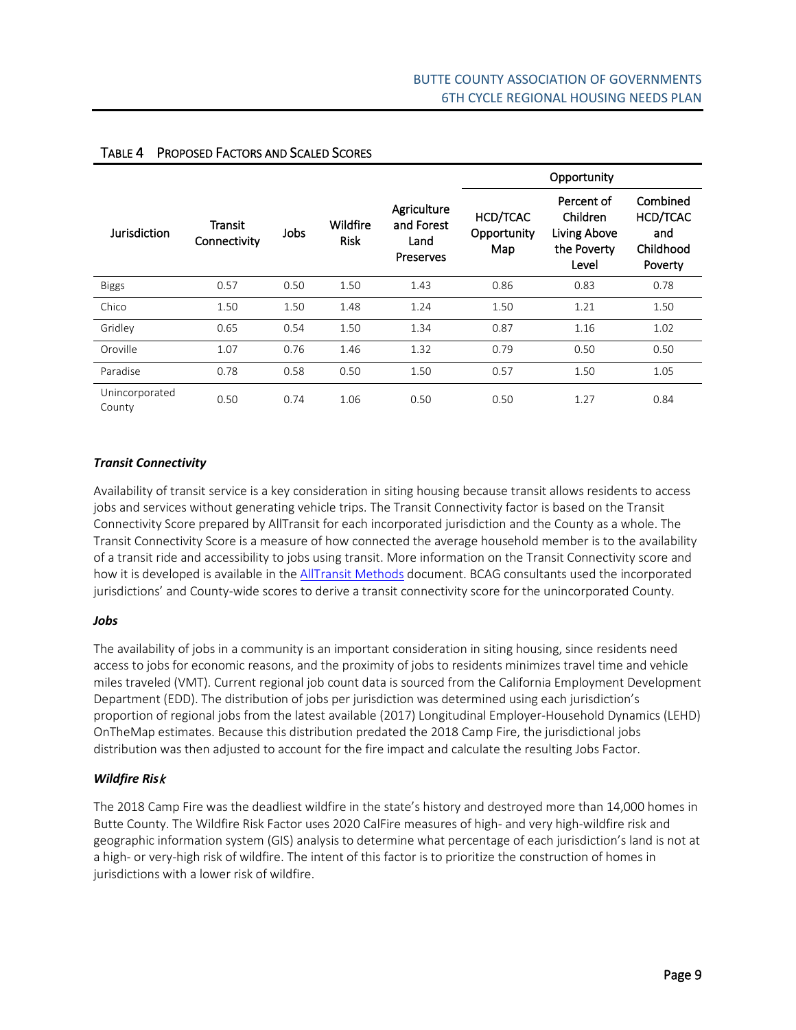### Table 4 Proposed Factors and Scaled Scores

| Jurisdiction | Transit Connectivity | Jobs | Wildfire Risk | Agriculture and Forest Land Preserves | Opportunity | | |
|---|---|---|---|---|---|---|---|
| | | | | | HCD/TCAC Opportunity Map | Percent of Children Living Above the Poverty Level | Combined HCD/TCAC and Childhood Poverty |
| Biggs | 0.57 | 0.50 | 1.50 | 1.43 | 0.86 | 0.83 | 0.78 |
| Chico | 1.50 | 1.50 | 1.48 | 1.24 | 1.50 | 1.21 | 1.50 |
| Gridley | 0.65 | 0.54 | 1.50 | 1.34 | 0.87 | 1.16 | 1.02 |
| Oroville | 1.07 | 0.76 | 1.46 | 1.32 | 0.79 | 0.50 | 0.50 |
| Paradise | 0.78 | 0.58 | 0.50 | 1.50 | 0.57 | 1.50 | 1.05 |
| Unincorporated County | 0.50 | 0.74 | 1.06 | 0.50 | 0.50 | 1.27 | 0.84 |

#### *Transit Connectivity*

Availability of transit service is a key consideration in siting housing because transit allows residents to access jobs and services without generating vehicle trips. The Transit Connectivity factor is based on the Transit Connectivity Score prepared by AllTransit for each incorporated jurisdiction and the County as a whole. The Transit Connectivity Score is a measure of how connected the average household member is to the availability of a transit ride and accessibility to jobs using transit. More information on the Transit Connectivity score and how it is developed is available in the AllTransit Methods document. BCAG consultants used the incorporated jurisdictions' and County-wide scores to derive a transit connectivity score for the unincorporated County.

#### *Jobs*

The availability of jobs in a community is an important consideration in siting housing, since residents need access to jobs for economic reasons, and the proximity of jobs to residents minimizes travel time and vehicle miles traveled (VMT). Current regional job count data is sourced from the California Employment Development Department (EDD). The distribution of jobs per jurisdiction was determined using each jurisdiction's proportion of regional jobs from the latest available (2017) Longitudinal Employer-Household Dynamics (LEHD) OnTheMap estimates. Because this distribution predated the 2018 Camp Fire, the jurisdictional jobs distribution was then adjusted to account for the fire impact and calculate the resulting Jobs Factor.

#### *Wildfire Risk*

The 2018 Camp Fire was the deadliest wildfire in the state's history and destroyed more than 14,000 homes in Butte County. The Wildfire Risk Factor uses 2020 CalFire measures of high- and very high-wildfire risk and geographic information system (GIS) analysis to determine what percentage of each jurisdiction's land is not at a high- or very-high risk of wildfire. The intent of this factor is to prioritize the construction of homes in jurisdictions with a lower risk of wildfire.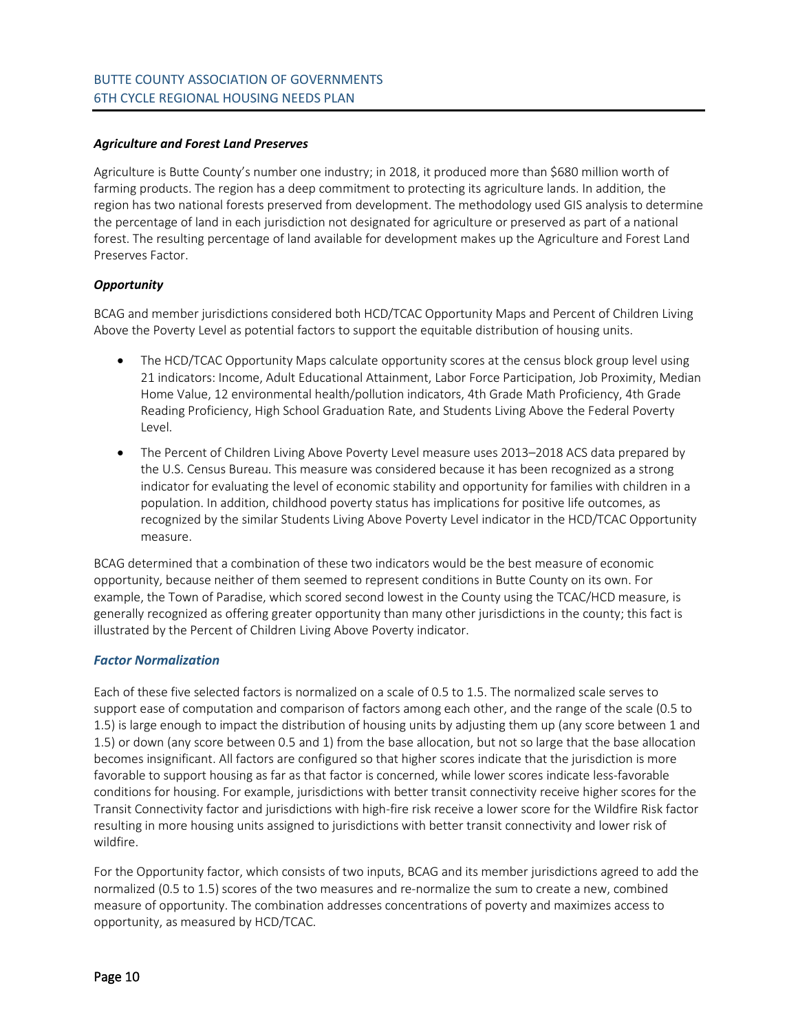### *Agriculture and Forest Land Preserves*

Agriculture is Butte County's number one industry; in 2018, it produced more than $680 million worth of farming products. The region has a deep commitment to protecting its agriculture lands. In addition, the region has two national forests preserved from development. The methodology used GIS analysis to determine the percentage of land in each jurisdiction not designated for agriculture or preserved as part of a national forest. The resulting percentage of land available for development makes up the Agriculture and Forest Land Preserves Factor.

### *Opportunity*

BCAG and member jurisdictions considered both HCD/TCAC Opportunity Maps and Percent of Children Living Above the Poverty Level as potential factors to support the equitable distribution of housing units.

- The HCD/TCAC Opportunity Maps calculate opportunity scores at the census block group level using 21 indicators: Income, Adult Educational Attainment, Labor Force Participation, Job Proximity, Median Home Value, 12 environmental health/pollution indicators, 4th Grade Math Proficiency, 4th Grade Reading Proficiency, High School Graduation Rate, and Students Living Above the Federal Poverty Level.
- The Percent of Children Living Above Poverty Level measure uses 2013–2018 ACS data prepared by the U.S. Census Bureau. This measure was considered because it has been recognized as a strong indicator for evaluating the level of economic stability and opportunity for families with children in a population. In addition, childhood poverty status has implications for positive life outcomes, as recognized by the similar Students Living Above Poverty Level indicator in the HCD/TCAC Opportunity measure.

BCAG determined that a combination of these two indicators would be the best measure of economic opportunity, because neither of them seemed to represent conditions in Butte County on its own. For example, the Town of Paradise, which scored second lowest in the County using the TCAC/HCD measure, is generally recognized as offering greater opportunity than many other jurisdictions in the county; this fact is illustrated by the Percent of Children Living Above Poverty indicator.

### *Factor Normalization*

Each of these five selected factors is normalized on a scale of 0.5 to 1.5. The normalized scale serves to support ease of computation and comparison of factors among each other, and the range of the scale (0.5 to 1.5) is large enough to impact the distribution of housing units by adjusting them up (any score between 1 and 1.5) or down (any score between 0.5 and 1) from the base allocation, but not so large that the base allocation becomes insignificant. All factors are configured so that higher scores indicate that the jurisdiction is more favorable to support housing as far as that factor is concerned, while lower scores indicate less-favorable conditions for housing. For example, jurisdictions with better transit connectivity receive higher scores for the Transit Connectivity factor and jurisdictions with high-fire risk receive a lower score for the Wildfire Risk factor resulting in more housing units assigned to jurisdictions with better transit connectivity and lower risk of wildfire.

For the Opportunity factor, which consists of two inputs, BCAG and its member jurisdictions agreed to add the normalized (0.5 to 1.5) scores of the two measures and re-normalize the sum to create a new, combined measure of opportunity. The combination addresses concentrations of poverty and maximizes access to opportunity, as measured by HCD/TCAC.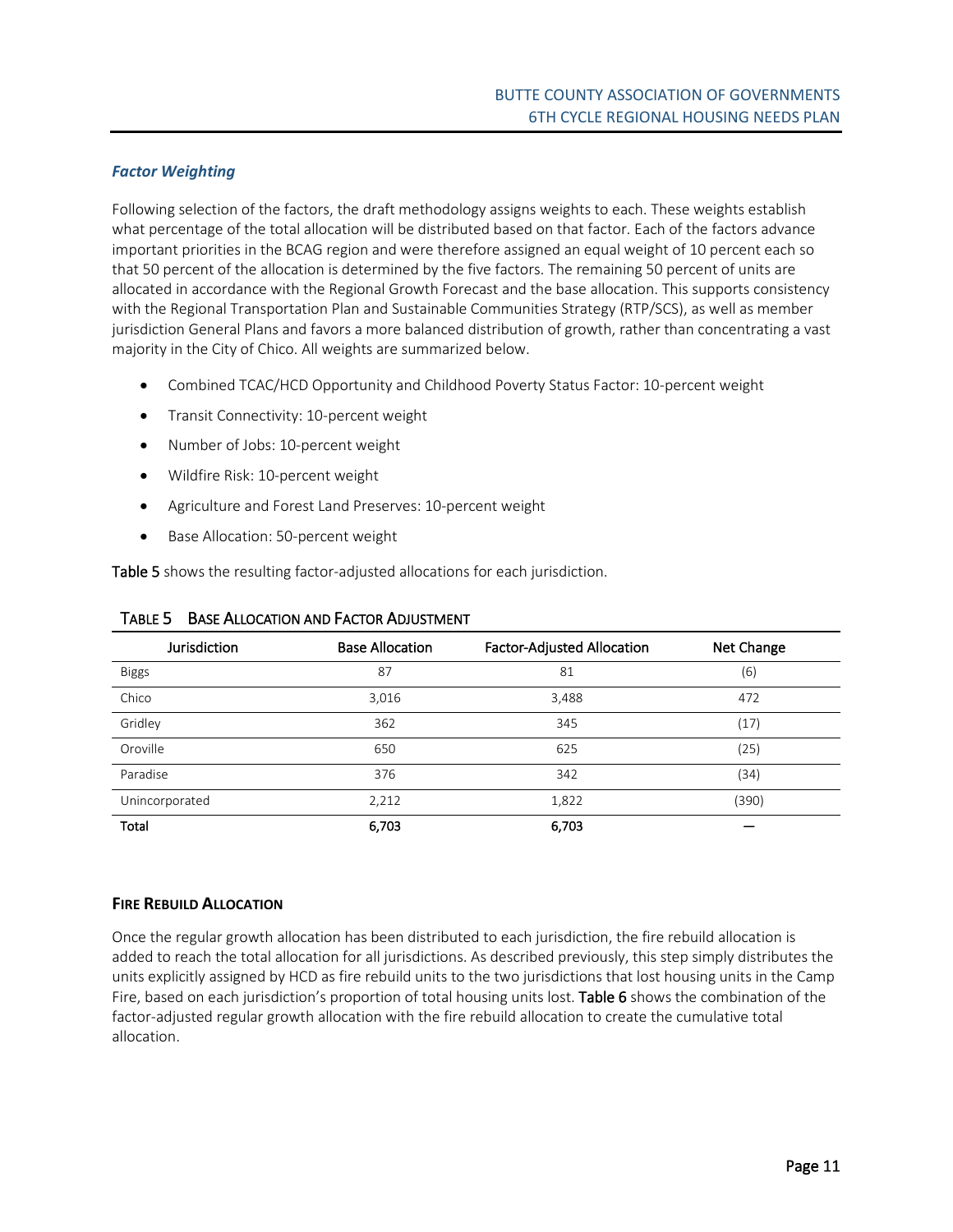### *Factor Weighting*

Following selection of the factors, the draft methodology assigns weights to each. These weights establish what percentage of the total allocation will be distributed based on that factor. Each of the factors advance important priorities in the BCAG region and were therefore assigned an equal weight of 10 percent each so that 50 percent of the allocation is determined by the five factors. The remaining 50 percent of units are allocated in accordance with the Regional Growth Forecast and the base allocation. This supports consistency with the Regional Transportation Plan and Sustainable Communities Strategy (RTP/SCS), as well as member jurisdiction General Plans and favors a more balanced distribution of growth, rather than concentrating a vast majority in the City of Chico. All weights are summarized below.

- Combined TCAC/HCD Opportunity and Childhood Poverty Status Factor: 10-percent weight
- Transit Connectivity: 10-percent weight
- Number of Jobs: 10-percent weight
- Wildfire Risk: 10-percent weight
- Agriculture and Forest Land Preserves: 10-percent weight
- Base Allocation: 50-percent weight

**Table 5** shows the resulting factor-adjusted allocations for each jurisdiction.

TABLE 5 BASE ALLOCATION AND FACTOR ADJUSTMENT

| Jurisdiction | Base Allocation | Factor-Adjusted Allocation | Net Change |
|---|---|---|---|
| Biggs | 87 | 81 | (6) |
| Chico | 3,016 | 3,488 | 472 |
| Gridley | 362 | 345 | (17) |
| Oroville | 650 | 625 | (25) |
| Paradise | 376 | 342 | (34) |
| Unincorporated | 2,212 | 1,822 | (390) |
| **Total** | **6,703** | **6,703** | **—** |

## FIRE REBUILD ALLOCATION

Once the regular growth allocation has been distributed to each jurisdiction, the fire rebuild allocation is added to reach the total allocation for all jurisdictions. As described previously, this step simply distributes the units explicitly assigned by HCD as fire rebuild units to the two jurisdictions that lost housing units in the Camp Fire, based on each jurisdiction's proportion of total housing units lost. **Table 6** shows the combination of the factor-adjusted regular growth allocation with the fire rebuild allocation to create the cumulative total allocation.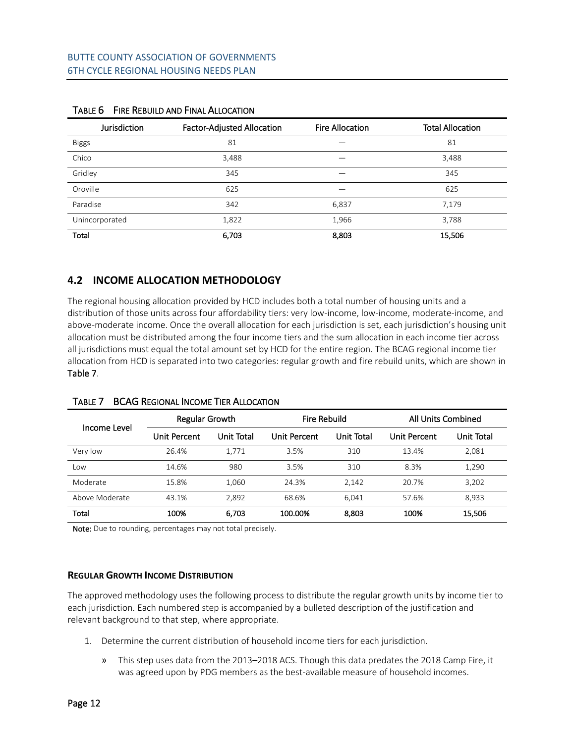TABLE 6 FIRE REBUILD AND FINAL ALLOCATION

| Jurisdiction | Factor-Adjusted Allocation | Fire Allocation | Total Allocation |
|---|---|---|---|
| Biggs | 81 | — | 81 |
| Chico | 3,488 | — | 3,488 |
| Gridley | 345 | — | 345 |
| Oroville | 625 | — | 625 |
| Paradise | 342 | 6,837 | 7,179 |
| Unincorporated | 1,822 | 1,966 | 3,788 |
| **Total** | **6,703** | **8,803** | **15,506** |

## 4.2 INCOME ALLOCATION METHODOLOGY

The regional housing allocation provided by HCD includes both a total number of housing units and a distribution of those units across four affordability tiers: very low-income, low-income, moderate-income, and above-moderate income. Once the overall allocation for each jurisdiction is set, each jurisdiction's housing unit allocation must be distributed among the four income tiers and the sum allocation in each income tier across all jurisdictions must equal the total amount set by HCD for the entire region. The BCAG regional income tier allocation from HCD is separated into two categories: regular growth and fire rebuild units, which are shown in Table 7.

TABLE 7 BCAG REGIONAL INCOME TIER ALLOCATION

| Income Level | Regular Growth | | Fire Rebuild | | All Units Combined | |
|---|---|---|---|---|---|---|
| | Unit Percent | Unit Total | Unit Percent | Unit Total | Unit Percent | Unit Total |
| Very low | 26.4% | 1,771 | 3.5% | 310 | 13.4% | 2,081 |
| Low | 14.6% | 980 | 3.5% | 310 | 8.3% | 1,290 |
| Moderate | 15.8% | 1,060 | 24.3% | 2,142 | 20.7% | 3,202 |
| Above Moderate | 43.1% | 2,892 | 68.6% | 6,041 | 57.6% | 8,933 |
| **Total** | **100%** | **6,703** | **100.00%** | **8,803** | **100%** | **15,506** |

**Note:** Due to rounding, percentages may not total precisely.

### REGULAR GROWTH INCOME DISTRIBUTION

The approved methodology uses the following process to distribute the regular growth units by income tier to each jurisdiction. Each numbered step is accompanied by a bulleted description of the justification and relevant background to that step, where appropriate.

1. Determine the current distribution of household income tiers for each jurisdiction.
   - This step uses data from the 2013–2018 ACS. Though this data predates the 2018 Camp Fire, it was agreed upon by PDG members as the best-available measure of household incomes.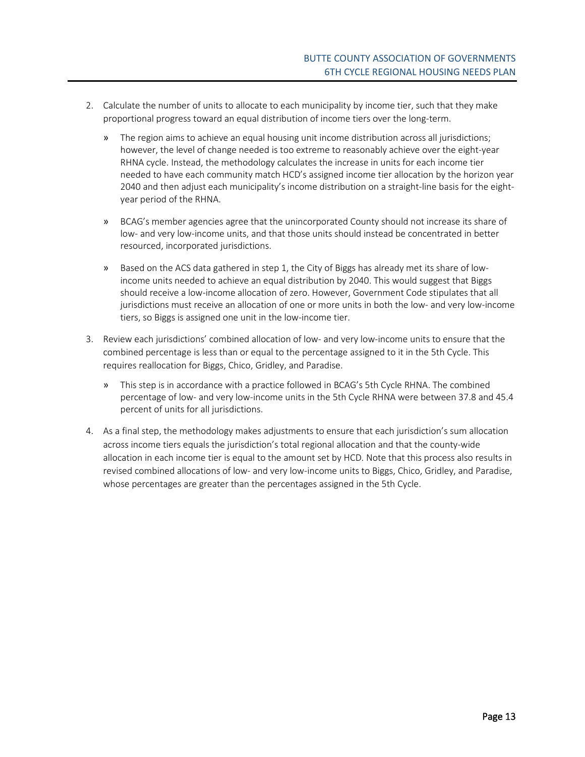2. Calculate the number of units to allocate to each municipality by income tier, such that they make proportional progress toward an equal distribution of income tiers over the long-term.

   - The region aims to achieve an equal housing unit income distribution across all jurisdictions; however, the level of change needed is too extreme to reasonably achieve over the eight-year RHNA cycle. Instead, the methodology calculates the increase in units for each income tier needed to have each community match HCD's assigned income tier allocation by the horizon year 2040 and then adjust each municipality's income distribution on a straight-line basis for the eight-year period of the RHNA.

   - BCAG's member agencies agree that the unincorporated County should not increase its share of low- and very low-income units, and that those units should instead be concentrated in better resourced, incorporated jurisdictions.

   - Based on the ACS data gathered in step 1, the City of Biggs has already met its share of low-income units needed to achieve an equal distribution by 2040. This would suggest that Biggs should receive a low-income allocation of zero. However, Government Code stipulates that all jurisdictions must receive an allocation of one or more units in both the low- and very low-income tiers, so Biggs is assigned one unit in the low-income tier.

3. Review each jurisdictions' combined allocation of low- and very low-income units to ensure that the combined percentage is less than or equal to the percentage assigned to it in the 5th Cycle. This requires reallocation for Biggs, Chico, Gridley, and Paradise.

   - This step is in accordance with a practice followed in BCAG's 5th Cycle RHNA. The combined percentage of low- and very low-income units in the 5th Cycle RHNA were between 37.8 and 45.4 percent of units for all jurisdictions.

4. As a final step, the methodology makes adjustments to ensure that each jurisdiction's sum allocation across income tiers equals the jurisdiction's total regional allocation and that the county-wide allocation in each income tier is equal to the amount set by HCD. Note that this process also results in revised combined allocations of low- and very low-income units to Biggs, Chico, Gridley, and Paradise, whose percentages are greater than the percentages assigned in the 5th Cycle.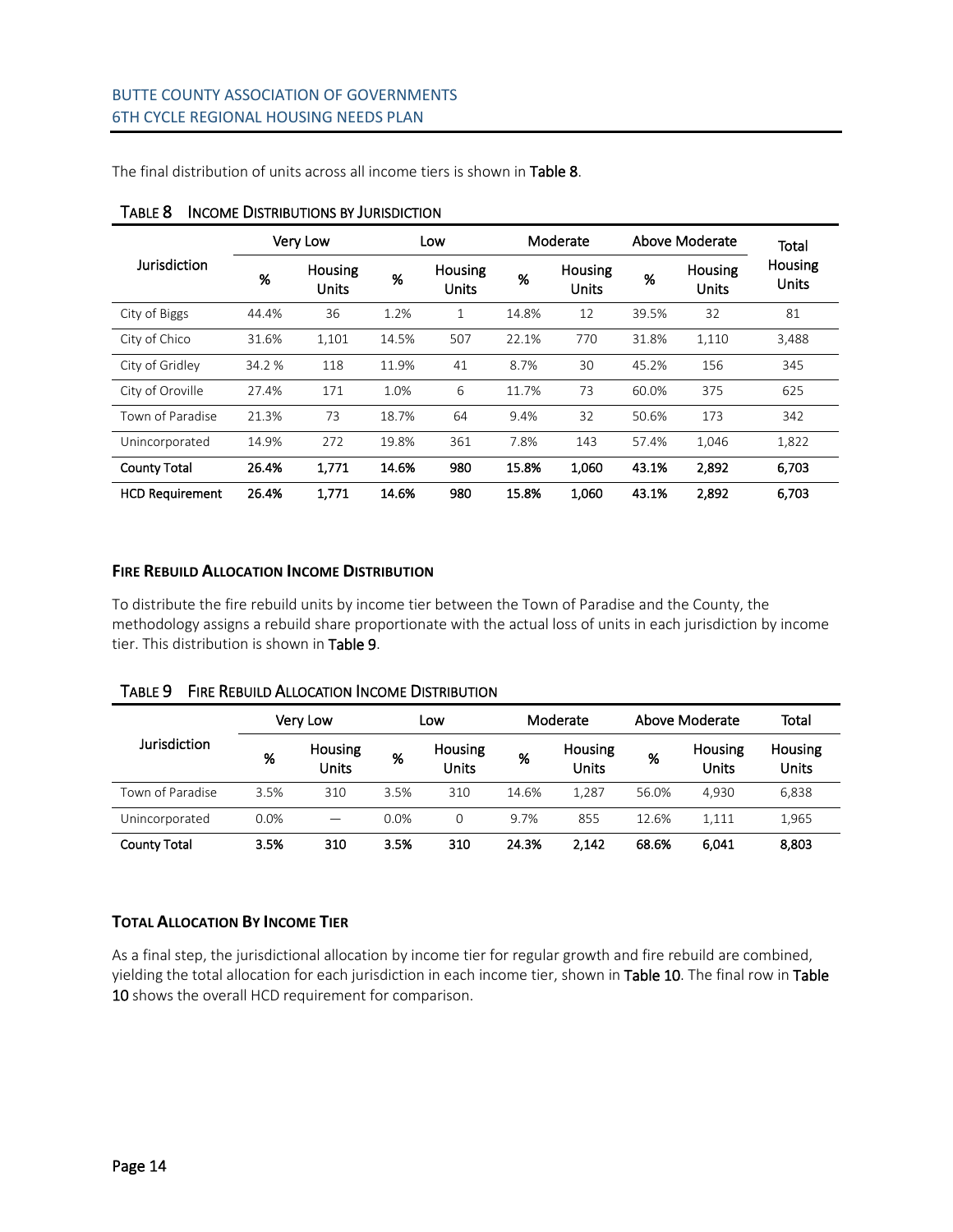The final distribution of units across all income tiers is shown in **Table 8**.

**TABLE 8 INCOME DISTRIBUTIONS BY JURISDICTION**

| Jurisdiction | Very Low | | Low | | Moderate | | Above Moderate | | Total Housing Units |
|---|---|---|---|---|---|---|---|---|---|
| | % | Housing Units | % | Housing Units | % | Housing Units | % | Housing Units | |
| City of Biggs | 44.4% | 36 | 1.2% | 1 | 14.8% | 12 | 39.5% | 32 | 81 |
| City of Chico | 31.6% | 1,101 | 14.5% | 507 | 22.1% | 770 | 31.8% | 1,110 | 3,488 |
| City of Gridley | 34.2 % | 118 | 11.9% | 41 | 8.7% | 30 | 45.2% | 156 | 345 |
| City of Oroville | 27.4% | 171 | 1.0% | 6 | 11.7% | 73 | 60.0% | 375 | 625 |
| Town of Paradise | 21.3% | 73 | 18.7% | 64 | 9.4% | 32 | 50.6% | 173 | 342 |
| Unincorporated | 14.9% | 272 | 19.8% | 361 | 7.8% | 143 | 57.4% | 1,046 | 1,822 |
| **County Total** | **26.4%** | **1,771** | **14.6%** | **980** | **15.8%** | **1,060** | **43.1%** | **2,892** | **6,703** |
| **HCD Requirement** | **26.4%** | **1,771** | **14.6%** | **980** | **15.8%** | **1,060** | **43.1%** | **2,892** | **6,703** |

### FIRE REBUILD ALLOCATION INCOME DISTRIBUTION

To distribute the fire rebuild units by income tier between the Town of Paradise and the County, the methodology assigns a rebuild share proportionate with the actual loss of units in each jurisdiction by income tier. This distribution is shown in **Table 9**.

**TABLE 9 FIRE REBUILD ALLOCATION INCOME DISTRIBUTION**

| Jurisdiction | Very Low | | Low | | Moderate | | Above Moderate | | Total |
|---|---|---|---|---|---|---|---|---|---|
| | % | Housing Units | % | Housing Units | % | Housing Units | % | Housing Units | Housing Units |
| Town of Paradise | 3.5% | 310 | 3.5% | 310 | 14.6% | 1,287 | 56.0% | 4,930 | 6,838 |
| Unincorporated | 0.0% | — | 0.0% | 0 | 9.7% | 855 | 12.6% | 1,111 | 1,965 |
| **County Total** | **3.5%** | **310** | **3.5%** | **310** | **24.3%** | **2,142** | **68.6%** | **6,041** | **8,803** |

### TOTAL ALLOCATION BY INCOME TIER

As a final step, the jurisdictional allocation by income tier for regular growth and fire rebuild are combined, yielding the total allocation for each jurisdiction in each income tier, shown in **Table 10**. The final row in **Table 10** shows the overall HCD requirement for comparison.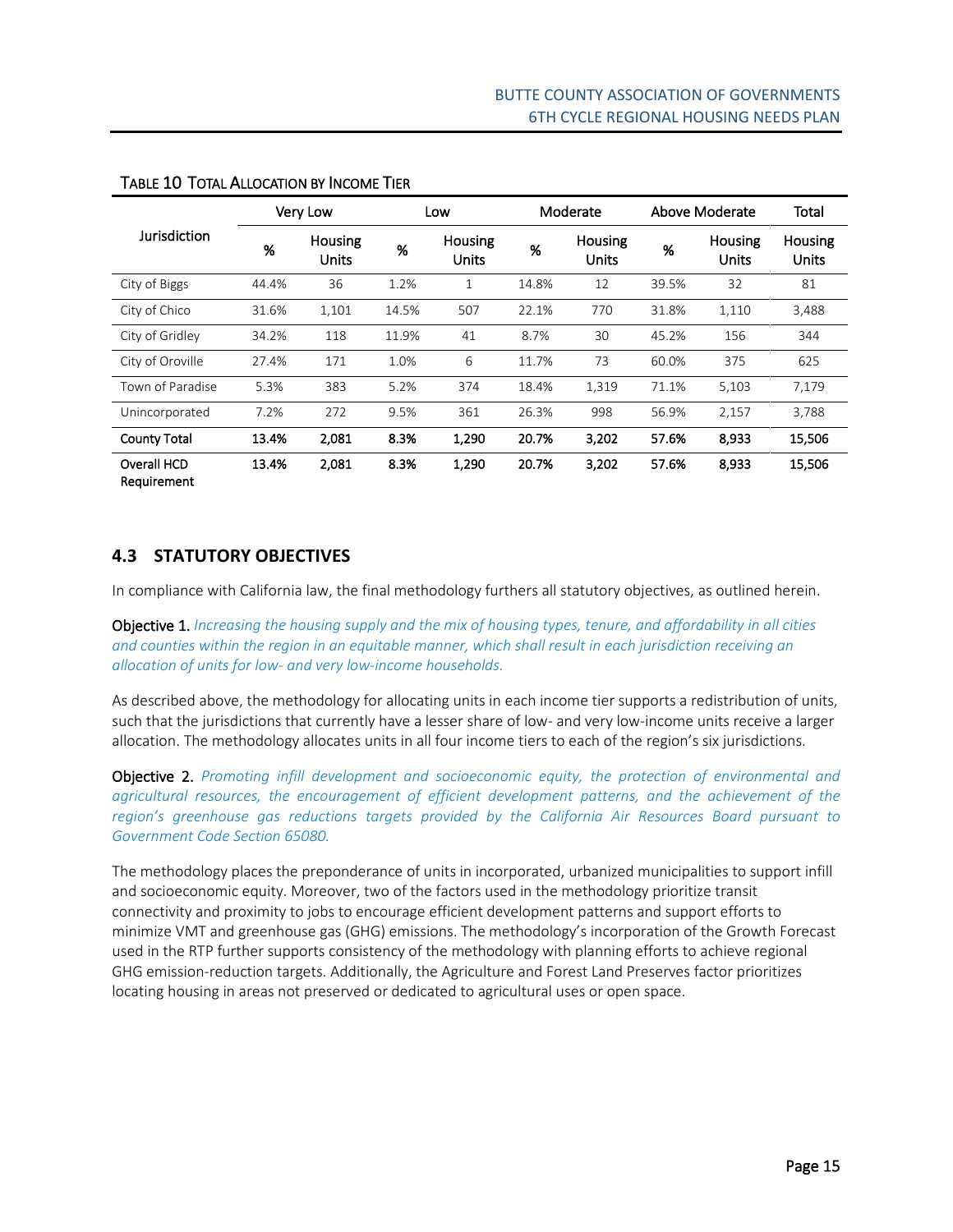TABLE 10 TOTAL ALLOCATION BY INCOME TIER

| Jurisdiction | Very Low | | Low | | Moderate | | Above Moderate | | Total |
|---|---|---|---|---|---|---|---|---|---|
| | % | Housing Units | % | Housing Units | % | Housing Units | % | Housing Units | Housing Units |
| City of Biggs | 44.4% | 36 | 1.2% | 1 | 14.8% | 12 | 39.5% | 32 | 81 |
| City of Chico | 31.6% | 1,101 | 14.5% | 507 | 22.1% | 770 | 31.8% | 1,110 | 3,488 |
| City of Gridley | 34.2% | 118 | 11.9% | 41 | 8.7% | 30 | 45.2% | 156 | 344 |
| City of Oroville | 27.4% | 171 | 1.0% | 6 | 11.7% | 73 | 60.0% | 375 | 625 |
| Town of Paradise | 5.3% | 383 | 5.2% | 374 | 18.4% | 1,319 | 71.1% | 5,103 | 7,179 |
| Unincorporated | 7.2% | 272 | 9.5% | 361 | 26.3% | 998 | 56.9% | 2,157 | 3,788 |
| **County Total** | **13.4%** | **2,081** | **8.3%** | **1,290** | **20.7%** | **3,202** | **57.6%** | **8,933** | **15,506** |
| **Overall HCD Requirement** | **13.4%** | **2,081** | **8.3%** | **1,290** | **20.7%** | **3,202** | **57.6%** | **8,933** | **15,506** |

## 4.3 STATUTORY OBJECTIVES

In compliance with California law, the final methodology furthers all statutory objectives, as outlined herein.

**Objective 1.** *Increasing the housing supply and the mix of housing types, tenure, and affordability in all cities and counties within the region in an equitable manner, which shall result in each jurisdiction receiving an allocation of units for low- and very low-income households.*

As described above, the methodology for allocating units in each income tier supports a redistribution of units, such that the jurisdictions that currently have a lesser share of low- and very low-income units receive a larger allocation. The methodology allocates units in all four income tiers to each of the region's six jurisdictions.

**Objective 2.** *Promoting infill development and socioeconomic equity, the protection of environmental and agricultural resources, the encouragement of efficient development patterns, and the achievement of the region's greenhouse gas reductions targets provided by the California Air Resources Board pursuant to Government Code Section 65080.*

The methodology places the preponderance of units in incorporated, urbanized municipalities to support infill and socioeconomic equity. Moreover, two of the factors used in the methodology prioritize transit connectivity and proximity to jobs to encourage efficient development patterns and support efforts to minimize VMT and greenhouse gas (GHG) emissions. The methodology's incorporation of the Growth Forecast used in the RTP further supports consistency of the methodology with planning efforts to achieve regional GHG emission-reduction targets. Additionally, the Agriculture and Forest Land Preserves factor prioritizes locating housing in areas not preserved or dedicated to agricultural uses or open space.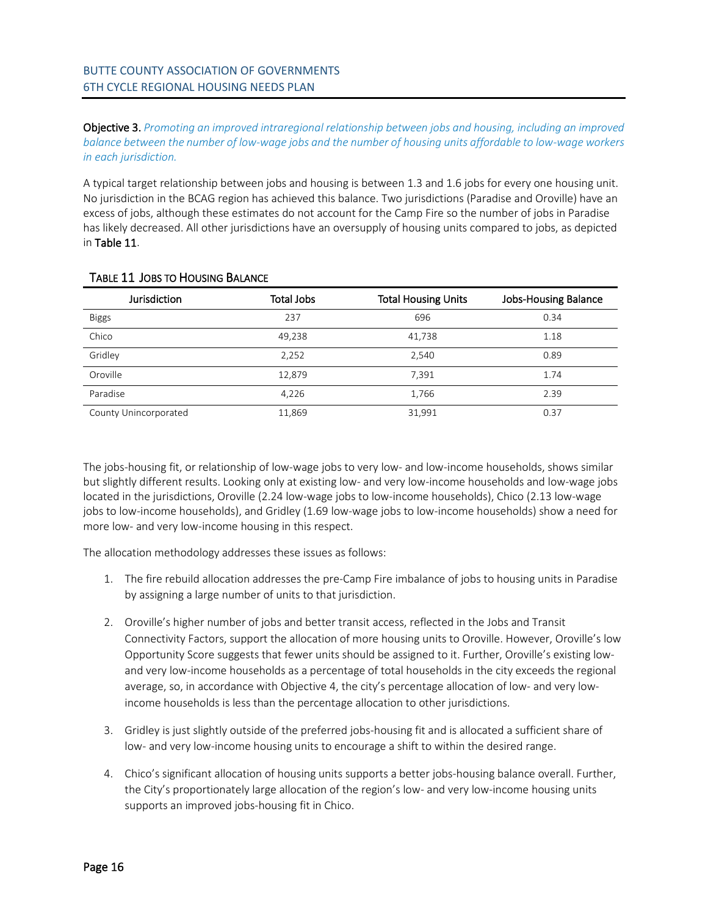**Objective 3.** *Promoting an improved intraregional relationship between jobs and housing, including an improved balance between the number of low-wage jobs and the number of housing units affordable to low-wage workers in each jurisdiction.*

A typical target relationship between jobs and housing is between 1.3 and 1.6 jobs for every one housing unit. No jurisdiction in the BCAG region has achieved this balance. Two jurisdictions (Paradise and Oroville) have an excess of jobs, although these estimates do not account for the Camp Fire so the number of jobs in Paradise has likely decreased. All other jurisdictions have an oversupply of housing units compared to jobs, as depicted in **Table 11**.

TABLE 11 JOBS TO HOUSING BALANCE

| Jurisdiction | Total Jobs | Total Housing Units | Jobs-Housing Balance |
|---|---|---|---|
| Biggs | 237 | 696 | 0.34 |
| Chico | 49,238 | 41,738 | 1.18 |
| Gridley | 2,252 | 2,540 | 0.89 |
| Oroville | 12,879 | 7,391 | 1.74 |
| Paradise | 4,226 | 1,766 | 2.39 |
| County Unincorporated | 11,869 | 31,991 | 0.37 |

The jobs-housing fit, or relationship of low-wage jobs to very low- and low-income households, shows similar but slightly different results. Looking only at existing low- and very low-income households and low-wage jobs located in the jurisdictions, Oroville (2.24 low-wage jobs to low-income households), Chico (2.13 low-wage jobs to low-income households), and Gridley (1.69 low-wage jobs to low-income households) show a need for more low- and very low-income housing in this respect.

The allocation methodology addresses these issues as follows:

1. The fire rebuild allocation addresses the pre-Camp Fire imbalance of jobs to housing units in Paradise by assigning a large number of units to that jurisdiction.

2. Oroville's higher number of jobs and better transit access, reflected in the Jobs and Transit Connectivity Factors, support the allocation of more housing units to Oroville. However, Oroville's low Opportunity Score suggests that fewer units should be assigned to it. Further, Oroville's existing low- and very low-income households as a percentage of total households in the city exceeds the regional average, so, in accordance with Objective 4, the city's percentage allocation of low- and very low-income households is less than the percentage allocation to other jurisdictions.

3. Gridley is just slightly outside of the preferred jobs-housing fit and is allocated a sufficient share of low- and very low-income housing units to encourage a shift to within the desired range.

4. Chico's significant allocation of housing units supports a better jobs-housing balance overall. Further, the City's proportionately large allocation of the region's low- and very low-income housing units supports an improved jobs-housing fit in Chico.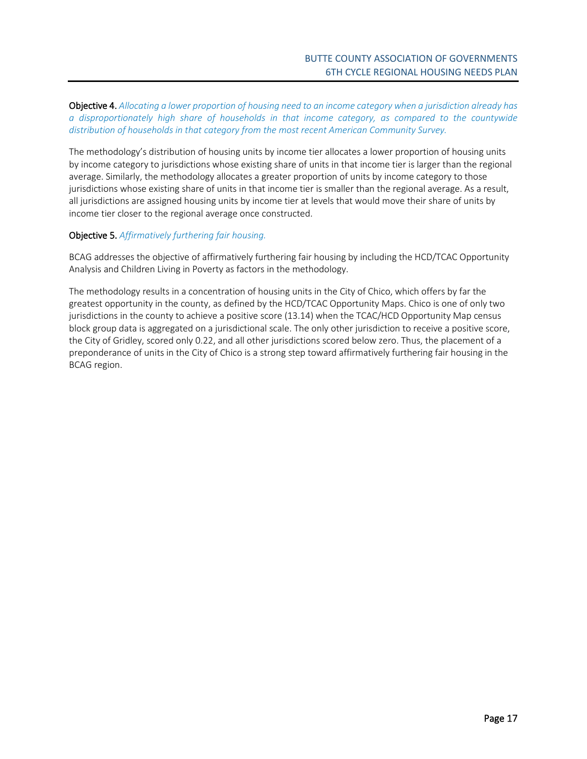**Objective 4.** *Allocating a lower proportion of housing need to an income category when a jurisdiction already has a disproportionately high share of households in that income category, as compared to the countywide distribution of households in that category from the most recent American Community Survey.*

The methodology's distribution of housing units by income tier allocates a lower proportion of housing units by income category to jurisdictions whose existing share of units in that income tier is larger than the regional average. Similarly, the methodology allocates a greater proportion of units by income category to those jurisdictions whose existing share of units in that income tier is smaller than the regional average. As a result, all jurisdictions are assigned housing units by income tier at levels that would move their share of units by income tier closer to the regional average once constructed.

**Objective 5.** *Affirmatively furthering fair housing.*

BCAG addresses the objective of affirmatively furthering fair housing by including the HCD/TCAC Opportunity Analysis and Children Living in Poverty as factors in the methodology.

The methodology results in a concentration of housing units in the City of Chico, which offers by far the greatest opportunity in the county, as defined by the HCD/TCAC Opportunity Maps. Chico is one of only two jurisdictions in the county to achieve a positive score (13.14) when the TCAC/HCD Opportunity Map census block group data is aggregated on a jurisdictional scale. The only other jurisdiction to receive a positive score, the City of Gridley, scored only 0.22, and all other jurisdictions scored below zero. Thus, the placement of a preponderance of units in the City of Chico is a strong step toward affirmatively furthering fair housing in the BCAG region.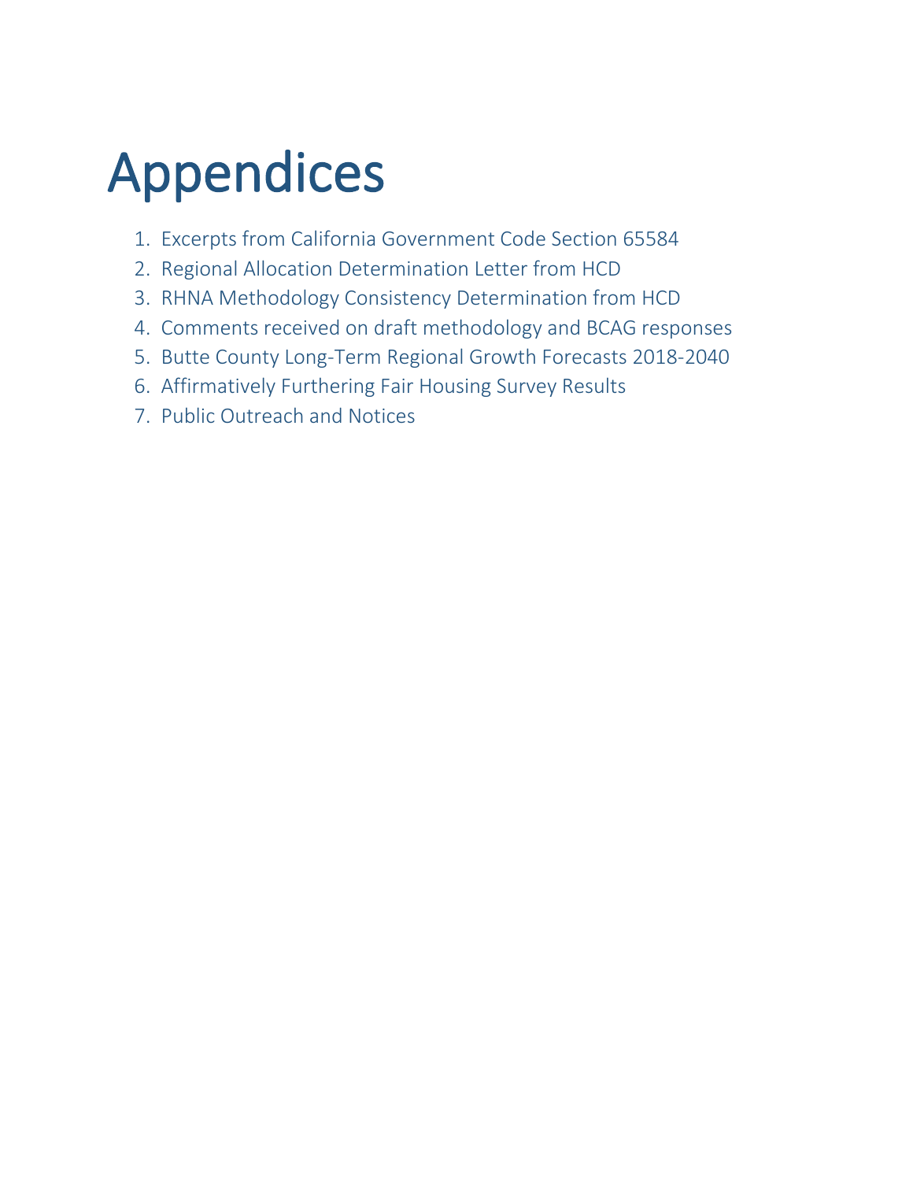# Appendices

1. Excerpts from California Government Code Section 65584
2. Regional Allocation Determination Letter from HCD
3. RHNA Methodology Consistency Determination from HCD
4. Comments received on draft methodology and BCAG responses
5. Butte County Long-Term Regional Growth Forecasts 2018-2040
6. Affirmatively Furthering Fair Housing Survey Results
7. Public Outreach and Notices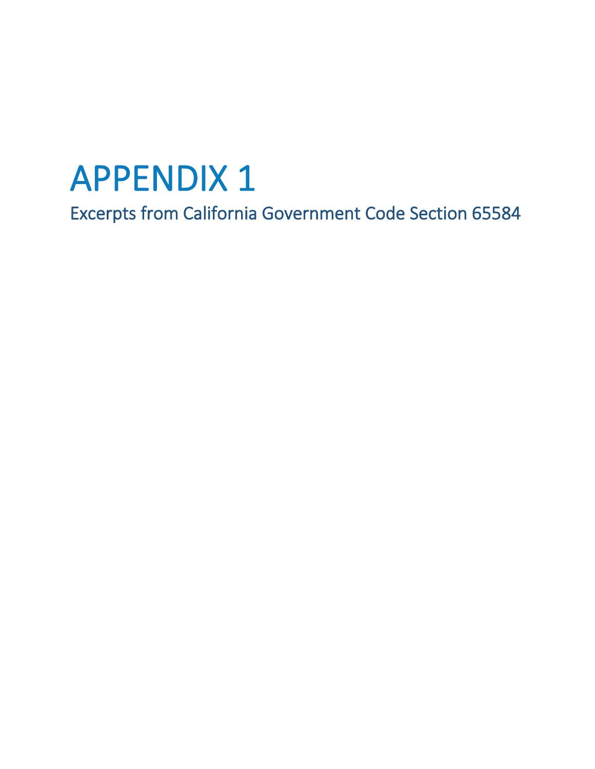# APPENDIX 1

## Excerpts from California Government Code Section 65584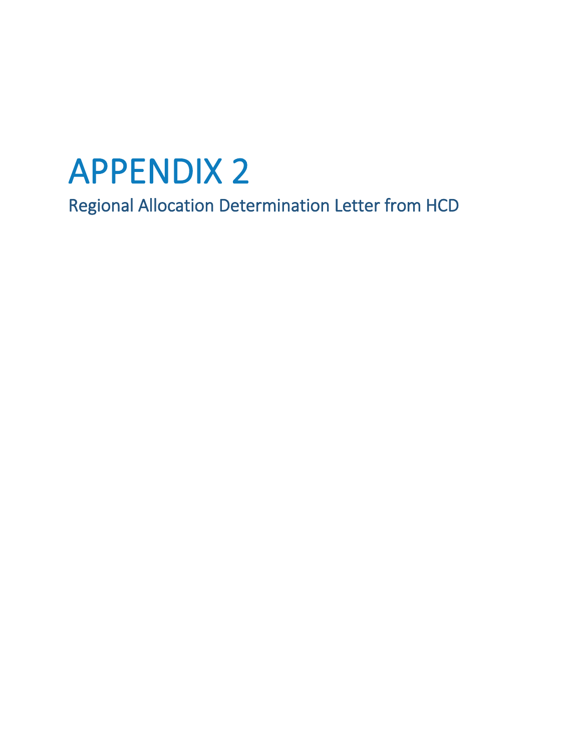# APPENDIX 2

## Regional Allocation Determination Letter from HCD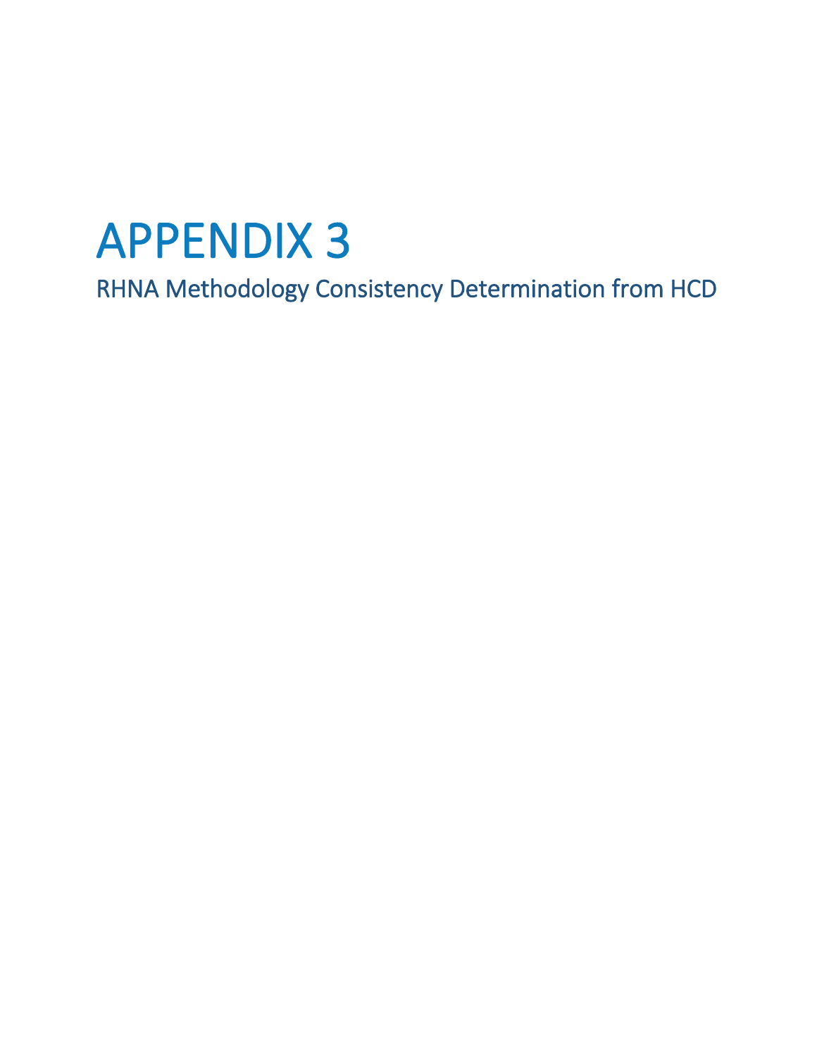# APPENDIX 3

## RHNA Methodology Consistency Determination from HCD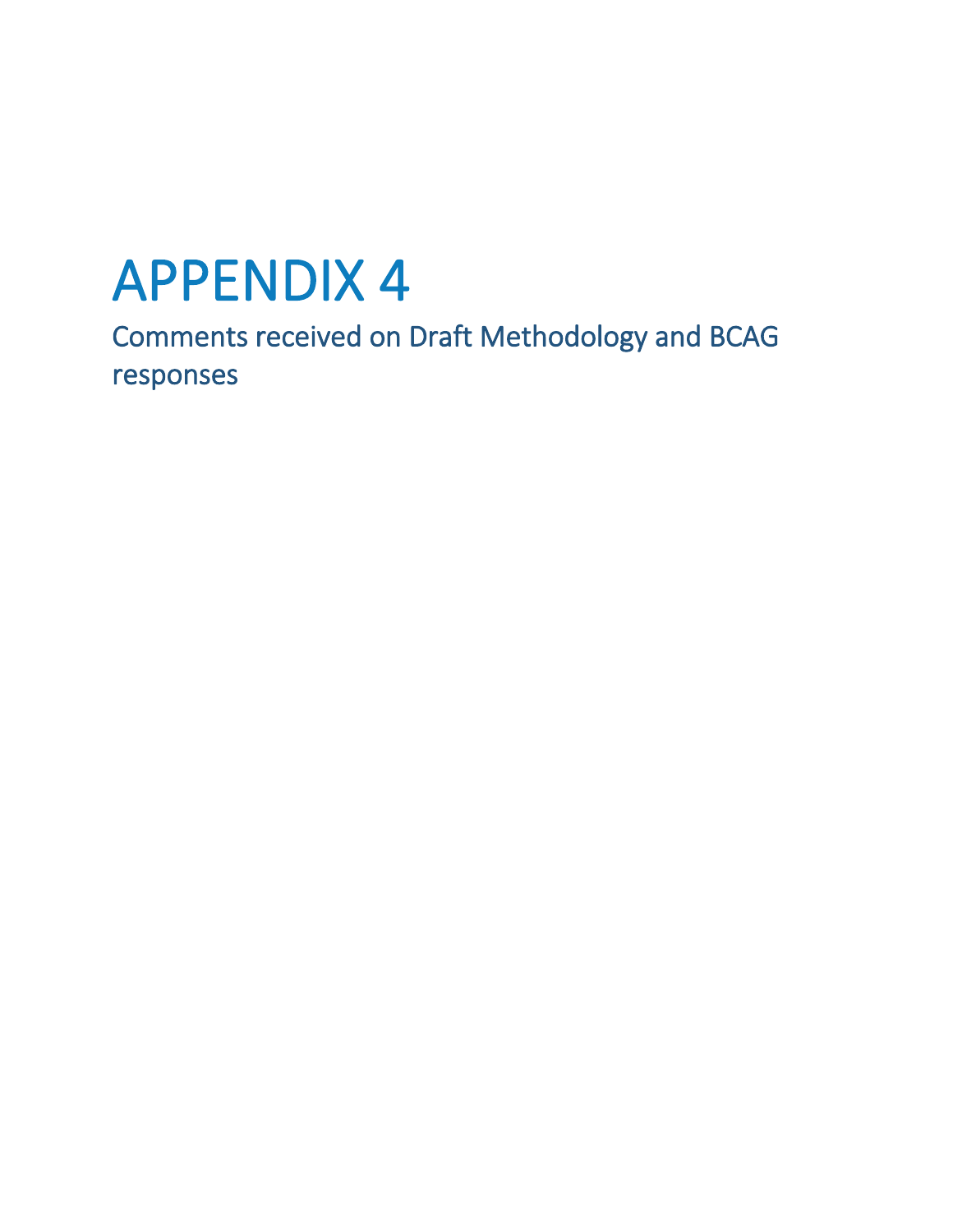# APPENDIX 4

## Comments received on Draft Methodology and BCAG responses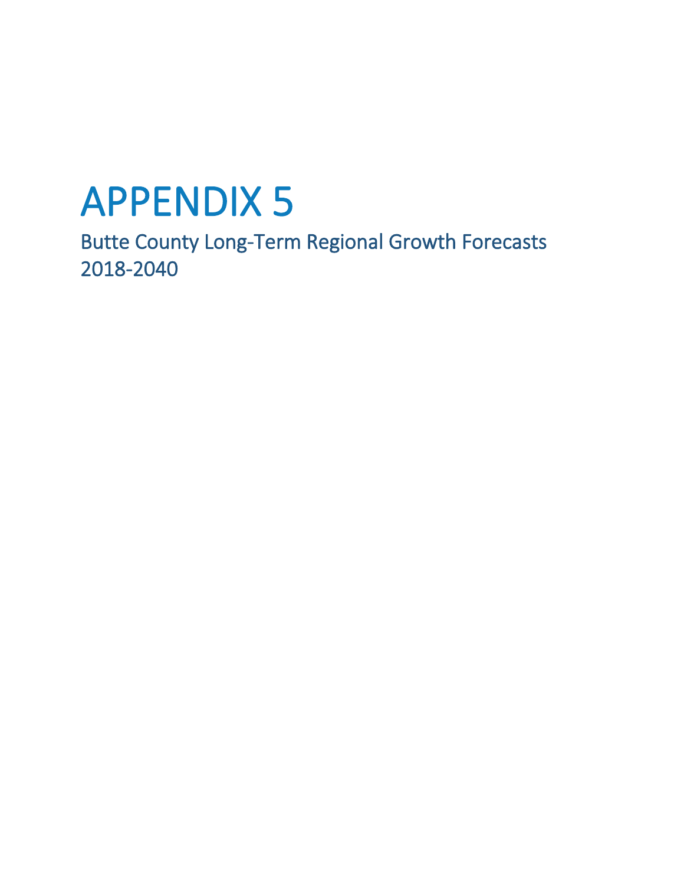# APPENDIX 5

## Butte County Long-Term Regional Growth Forecasts 2018-2040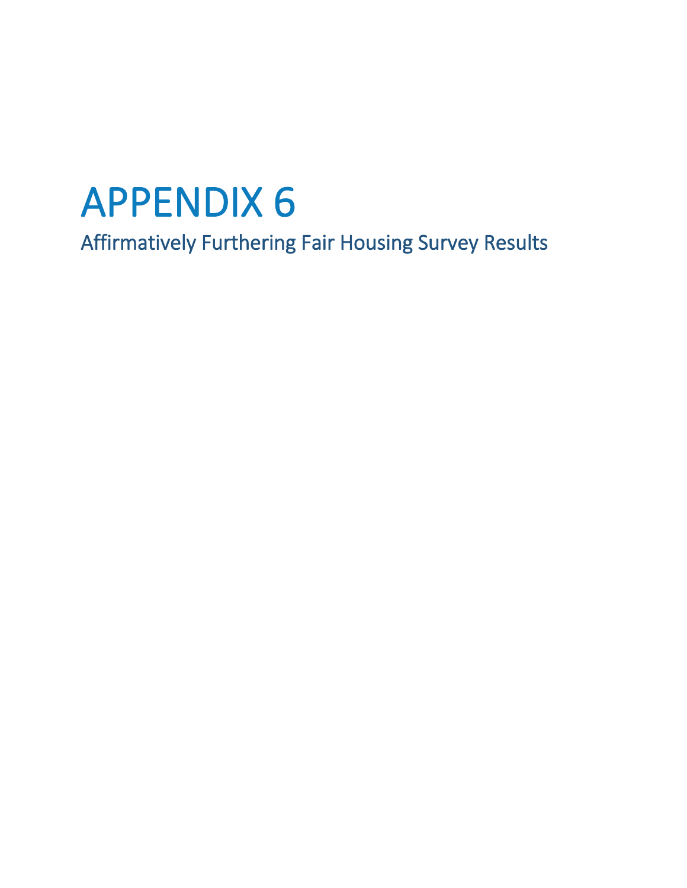# APPENDIX 6

## Affirmatively Furthering Fair Housing Survey Results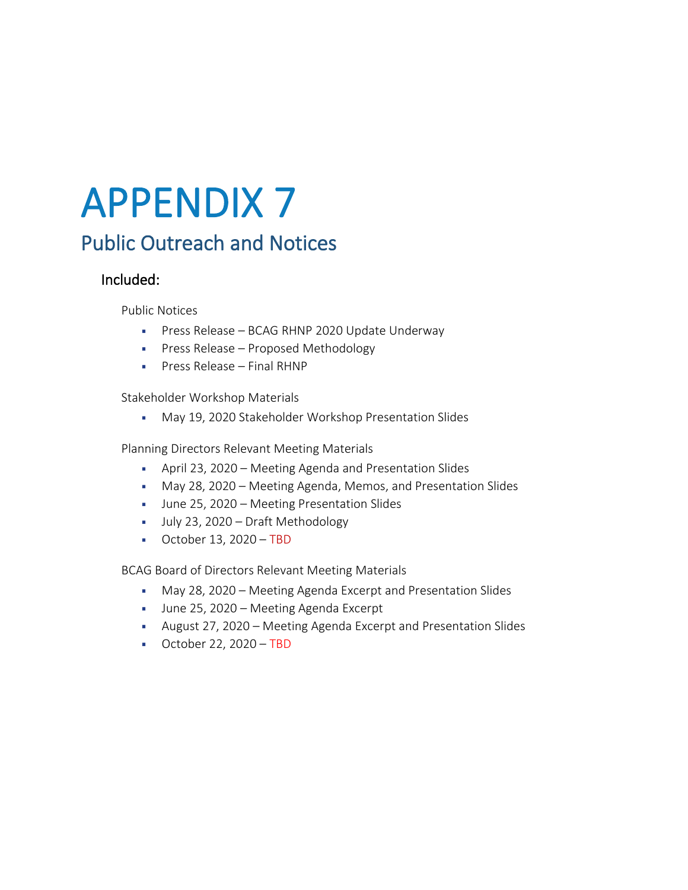# APPENDIX 7

## Public Outreach and Notices

### Included:

Public Notices

- Press Release – BCAG RHNP 2020 Update Underway
- Press Release – Proposed Methodology
- Press Release – Final RHNP

Stakeholder Workshop Materials

- May 19, 2020 Stakeholder Workshop Presentation Slides

Planning Directors Relevant Meeting Materials

- April 23, 2020 – Meeting Agenda and Presentation Slides
- May 28, 2020 – Meeting Agenda, Memos, and Presentation Slides
- June 25, 2020 – Meeting Presentation Slides
- July 23, 2020 – Draft Methodology
- October 13, 2020 – TBD

BCAG Board of Directors Relevant Meeting Materials

- May 28, 2020 – Meeting Agenda Excerpt and Presentation Slides
- June 25, 2020 – Meeting Agenda Excerpt
- August 27, 2020 – Meeting Agenda Excerpt and Presentation Slides
- October 22, 2020 – TBD